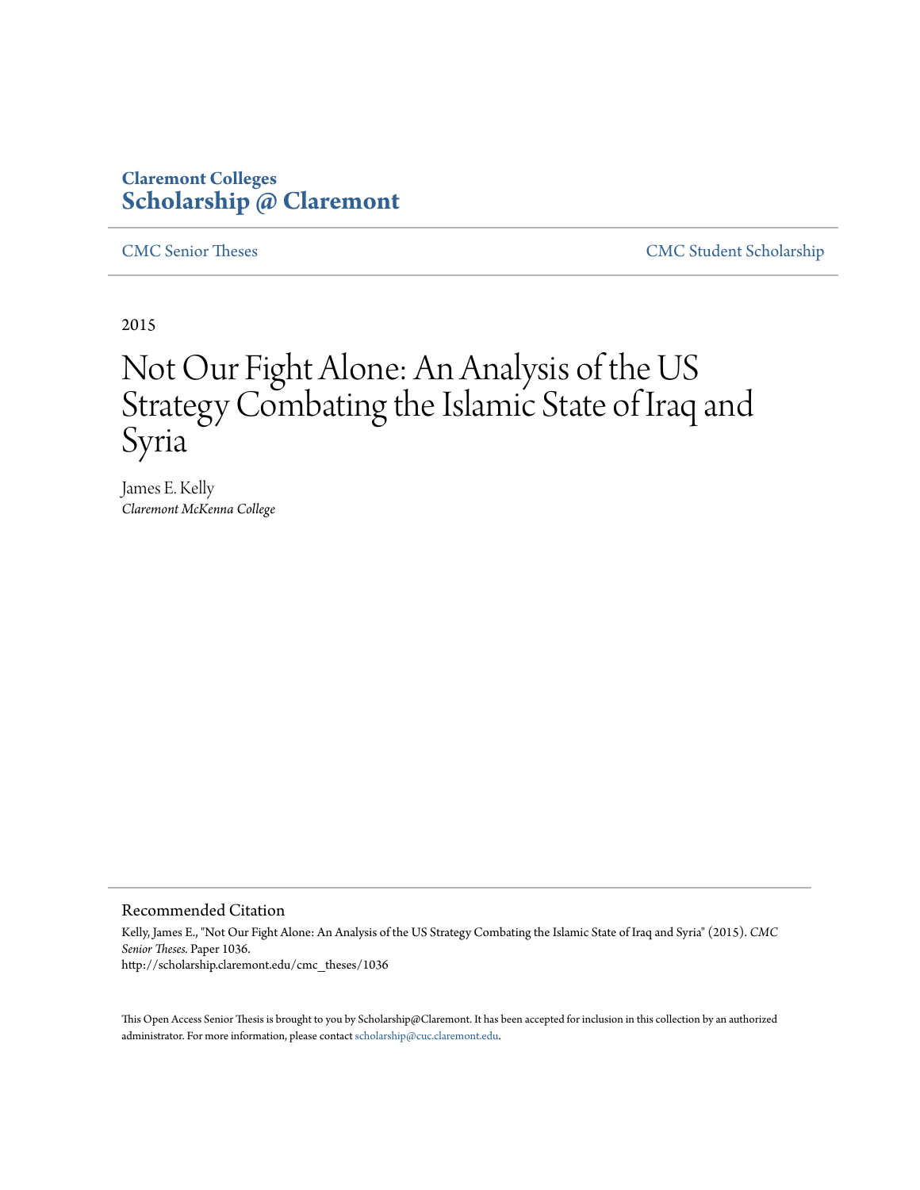Claremont Colleges
**Scholarship @ Claremont**

CMC Senior Theses | CMC Student Scholarship

2015

# Not Our Fight Alone: An Analysis of the US Strategy Combating the Islamic State of Iraq and Syria

James E. Kelly
*Claremont McKenna College*

## Recommended Citation

Kelly, James E., "Not Our Fight Alone: An Analysis of the US Strategy Combating the Islamic State of Iraq and Syria" (2015). *CMC Senior Theses.* Paper 1036.
http://scholarship.claremont.edu/cmc_theses/1036

This Open Access Senior Thesis is brought to you by Scholarship@Claremont. It has been accepted for inclusion in this collection by an authorized administrator. For more information, please contact scholarship@cuc.claremont.edu.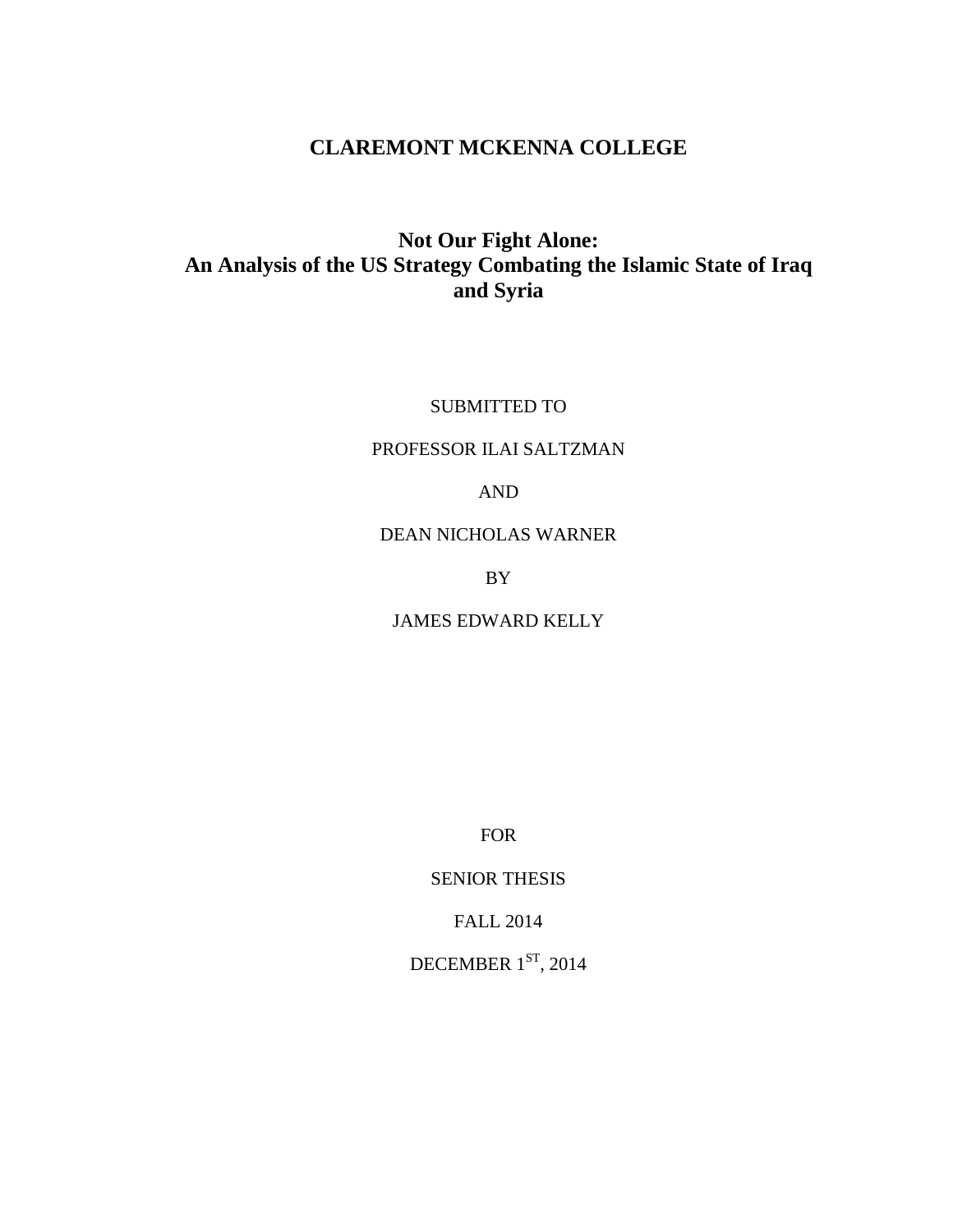# CLAREMONT MCKENNA COLLEGE

## Not Our Fight Alone: An Analysis of the US Strategy Combating the Islamic State of Iraq and Syria

SUBMITTED TO

PROFESSOR ILAI SALTZMAN

AND

DEAN NICHOLAS WARNER

BY

JAMES EDWARD KELLY

FOR

SENIOR THESIS

FALL 2014

DECEMBER 1ST, 2014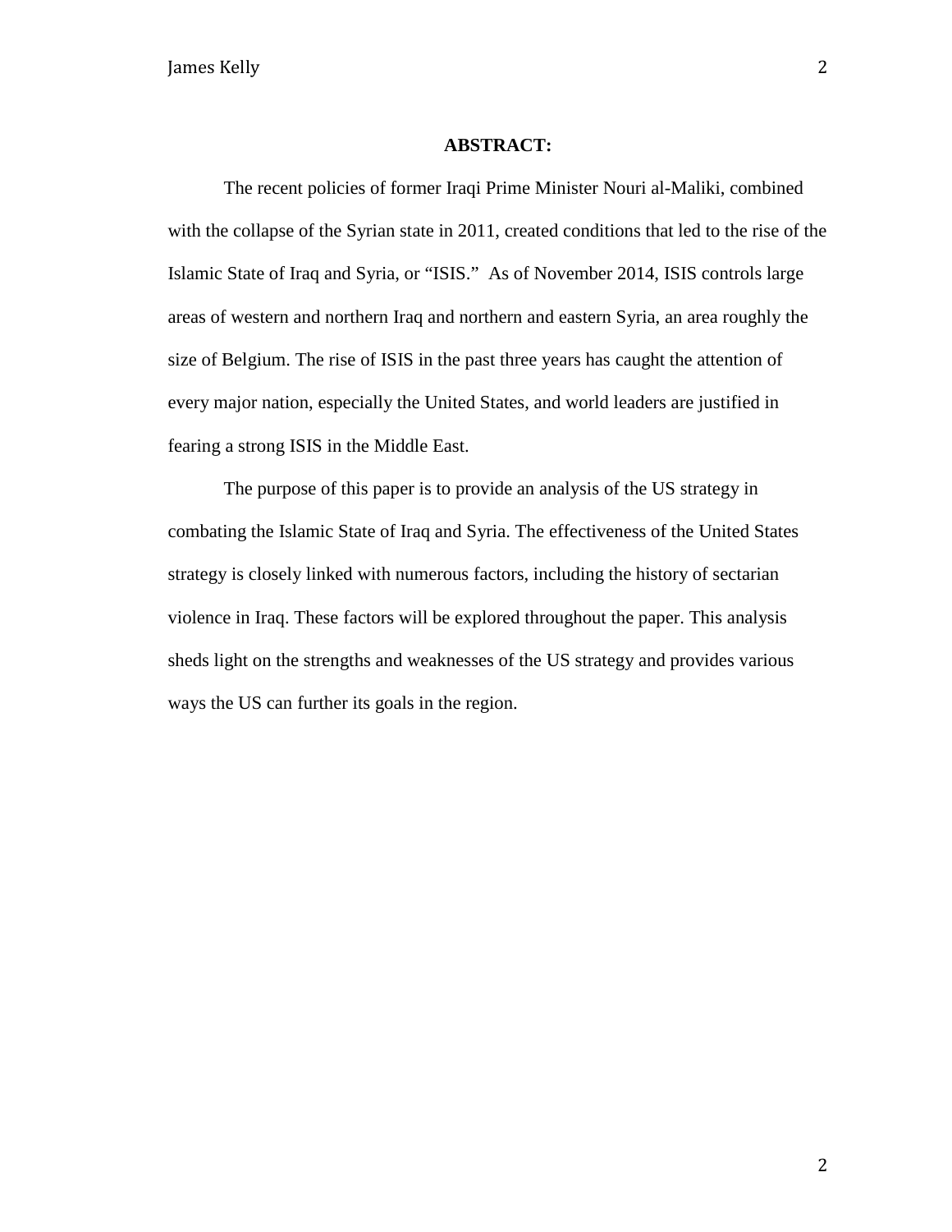## ABSTRACT:

The recent policies of former Iraqi Prime Minister Nouri al-Maliki, combined with the collapse of the Syrian state in 2011, created conditions that led to the rise of the Islamic State of Iraq and Syria, or "ISIS." As of November 2014, ISIS controls large areas of western and northern Iraq and northern and eastern Syria, an area roughly the size of Belgium. The rise of ISIS in the past three years has caught the attention of every major nation, especially the United States, and world leaders are justified in fearing a strong ISIS in the Middle East.

The purpose of this paper is to provide an analysis of the US strategy in combating the Islamic State of Iraq and Syria. The effectiveness of the United States strategy is closely linked with numerous factors, including the history of sectarian violence in Iraq. These factors will be explored throughout the paper. This analysis sheds light on the strengths and weaknesses of the US strategy and provides various ways the US can further its goals in the region.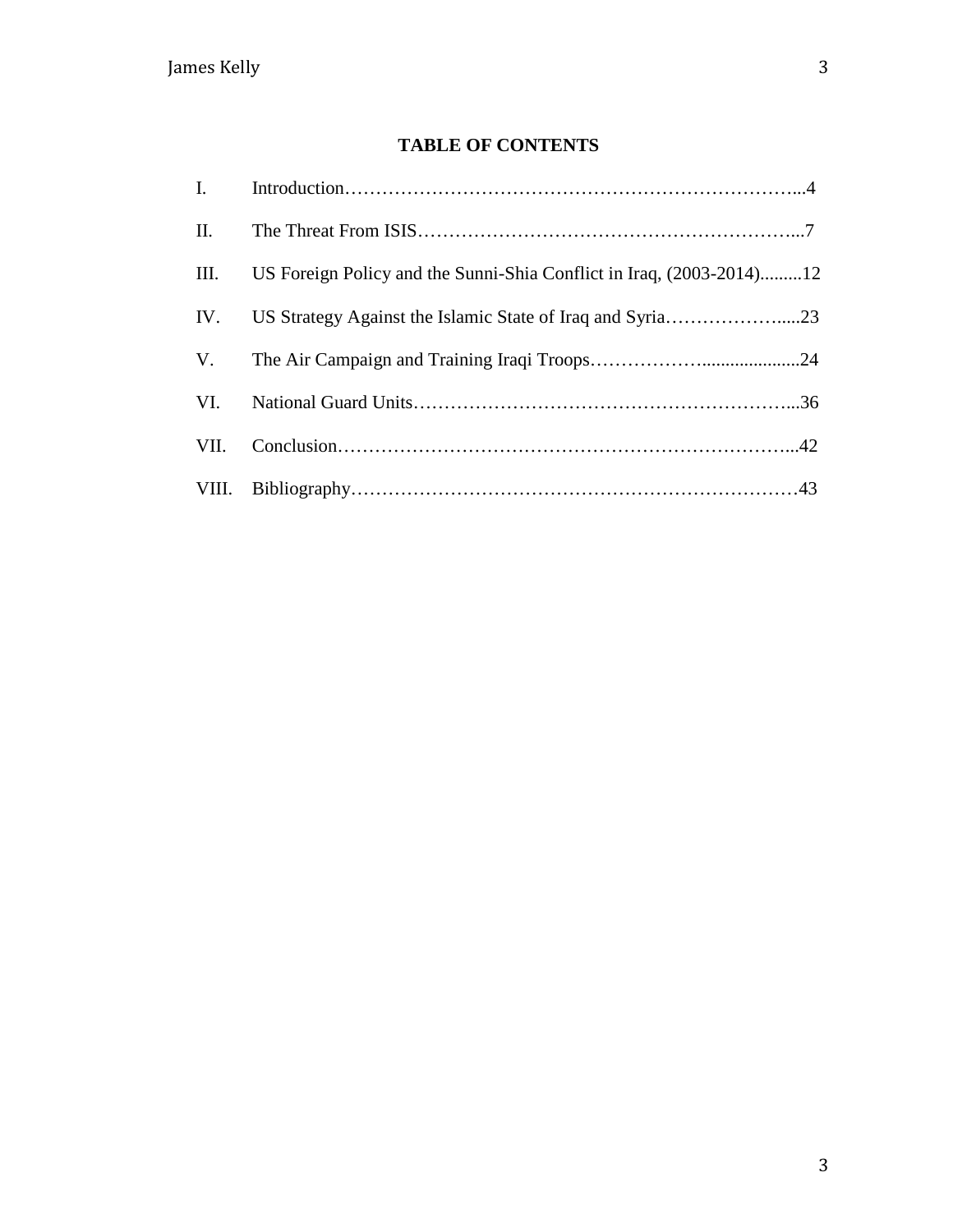## TABLE OF CONTENTS

I. Introduction…………………………………………………………………...4

II. The Threat From ISIS…………………………………………………...7

III. US Foreign Policy and the Sunni-Shia Conflict in Iraq, (2003-2014).........12

IV. US Strategy Against the Islamic State of Iraq and Syria………………....23

V. The Air Campaign and Training Iraqi Troops………………....................24

VI. National Guard Units……………………………………………………...36

VII. Conclusion…………………………………………………………………...42

VIII. Bibliography………………………………………………………………43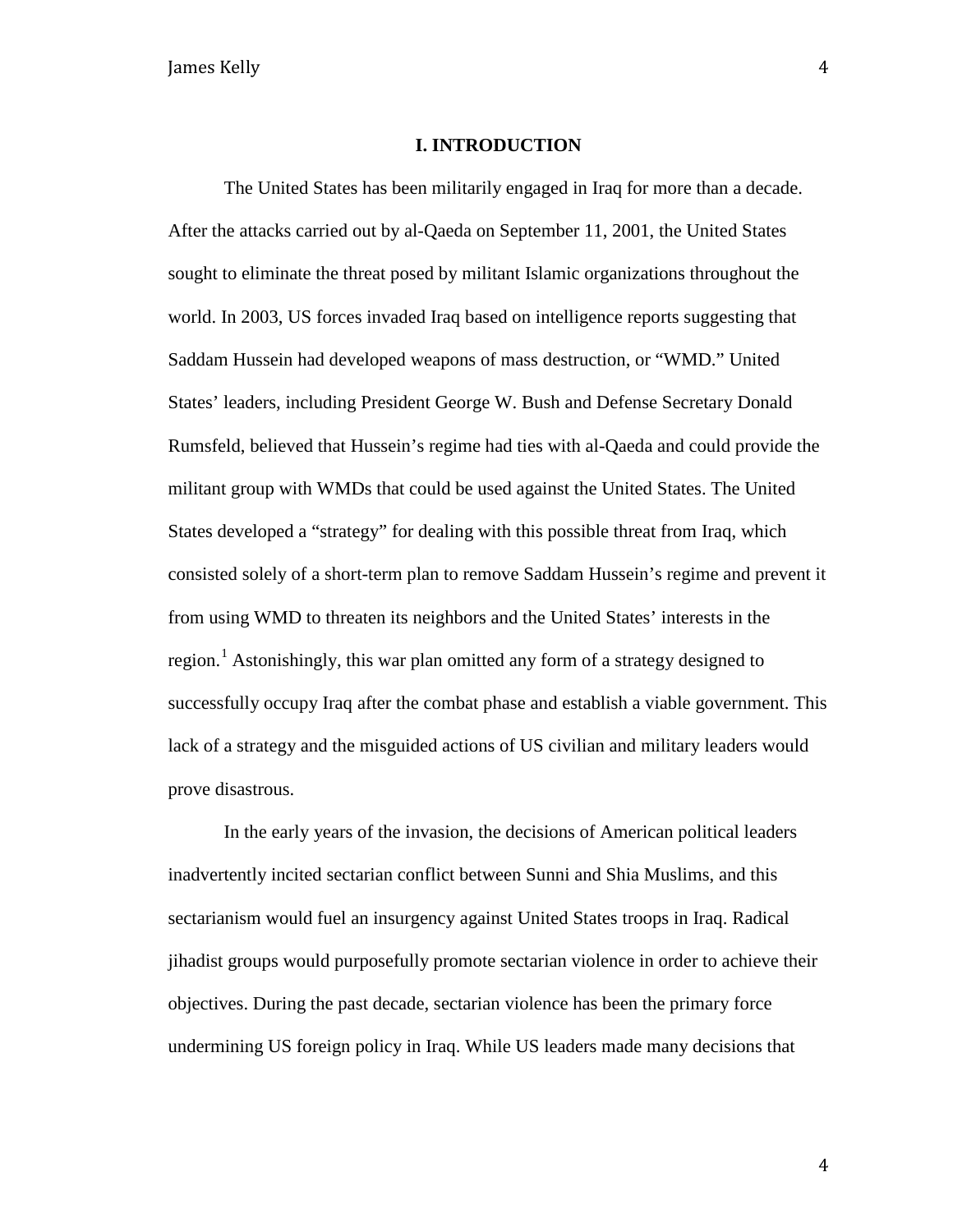## I. INTRODUCTION

The United States has been militarily engaged in Iraq for more than a decade. After the attacks carried out by al-Qaeda on September 11, 2001, the United States sought to eliminate the threat posed by militant Islamic organizations throughout the world. In 2003, US forces invaded Iraq based on intelligence reports suggesting that Saddam Hussein had developed weapons of mass destruction, or "WMD." United States' leaders, including President George W. Bush and Defense Secretary Donald Rumsfeld, believed that Hussein's regime had ties with al-Qaeda and could provide the militant group with WMDs that could be used against the United States. The United States developed a "strategy" for dealing with this possible threat from Iraq, which consisted solely of a short-term plan to remove Saddam Hussein's regime and prevent it from using WMD to threaten its neighbors and the United States' interests in the region.[1] Astonishingly, this war plan omitted any form of a strategy designed to successfully occupy Iraq after the combat phase and establish a viable government. This lack of a strategy and the misguided actions of US civilian and military leaders would prove disastrous.

In the early years of the invasion, the decisions of American political leaders inadvertently incited sectarian conflict between Sunni and Shia Muslims, and this sectarianism would fuel an insurgency against United States troops in Iraq. Radical jihadist groups would purposefully promote sectarian violence in order to achieve their objectives. During the past decade, sectarian violence has been the primary force undermining US foreign policy in Iraq. While US leaders made many decisions that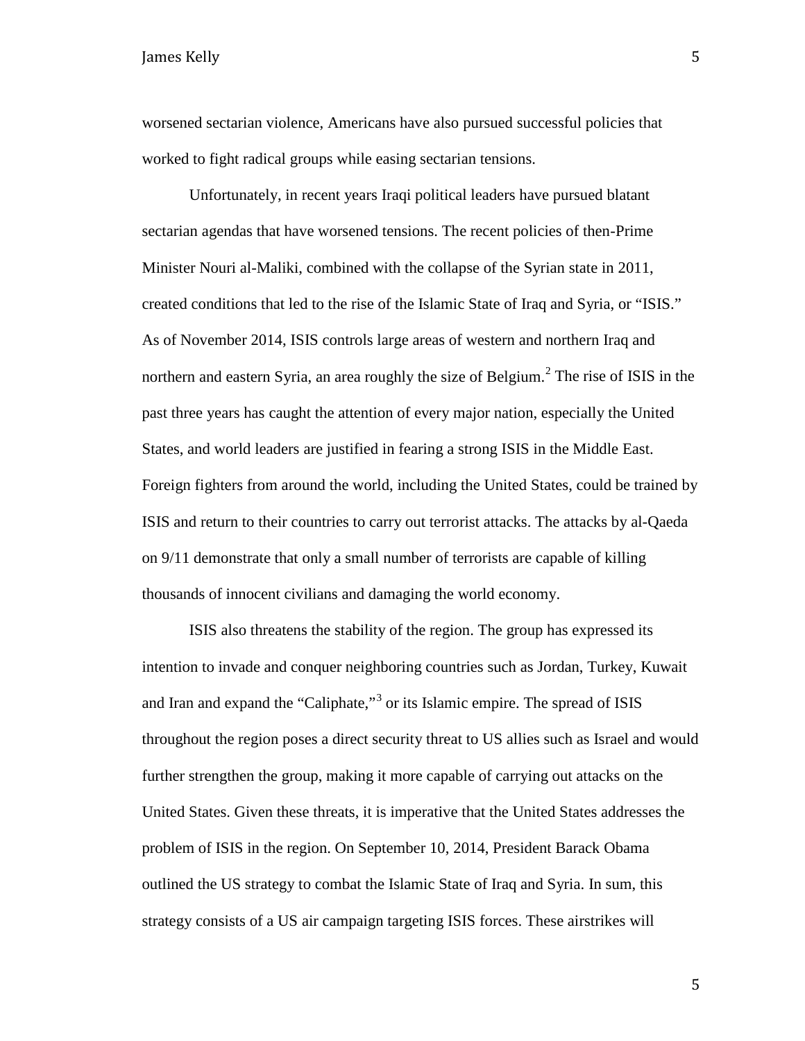worsened sectarian violence, Americans have also pursued successful policies that worked to fight radical groups while easing sectarian tensions.

Unfortunately, in recent years Iraqi political leaders have pursued blatant sectarian agendas that have worsened tensions. The recent policies of then-Prime Minister Nouri al-Maliki, combined with the collapse of the Syrian state in 2011, created conditions that led to the rise of the Islamic State of Iraq and Syria, or "ISIS." As of November 2014, ISIS controls large areas of western and northern Iraq and northern and eastern Syria, an area roughly the size of Belgium.[2] The rise of ISIS in the past three years has caught the attention of every major nation, especially the United States, and world leaders are justified in fearing a strong ISIS in the Middle East. Foreign fighters from around the world, including the United States, could be trained by ISIS and return to their countries to carry out terrorist attacks. The attacks by al-Qaeda on 9/11 demonstrate that only a small number of terrorists are capable of killing thousands of innocent civilians and damaging the world economy.

ISIS also threatens the stability of the region. The group has expressed its intention to invade and conquer neighboring countries such as Jordan, Turkey, Kuwait and Iran and expand the "Caliphate,"[3] or its Islamic empire. The spread of ISIS throughout the region poses a direct security threat to US allies such as Israel and would further strengthen the group, making it more capable of carrying out attacks on the United States. Given these threats, it is imperative that the United States addresses the problem of ISIS in the region. On September 10, 2014, President Barack Obama outlined the US strategy to combat the Islamic State of Iraq and Syria. In sum, this strategy consists of a US air campaign targeting ISIS forces. These airstrikes will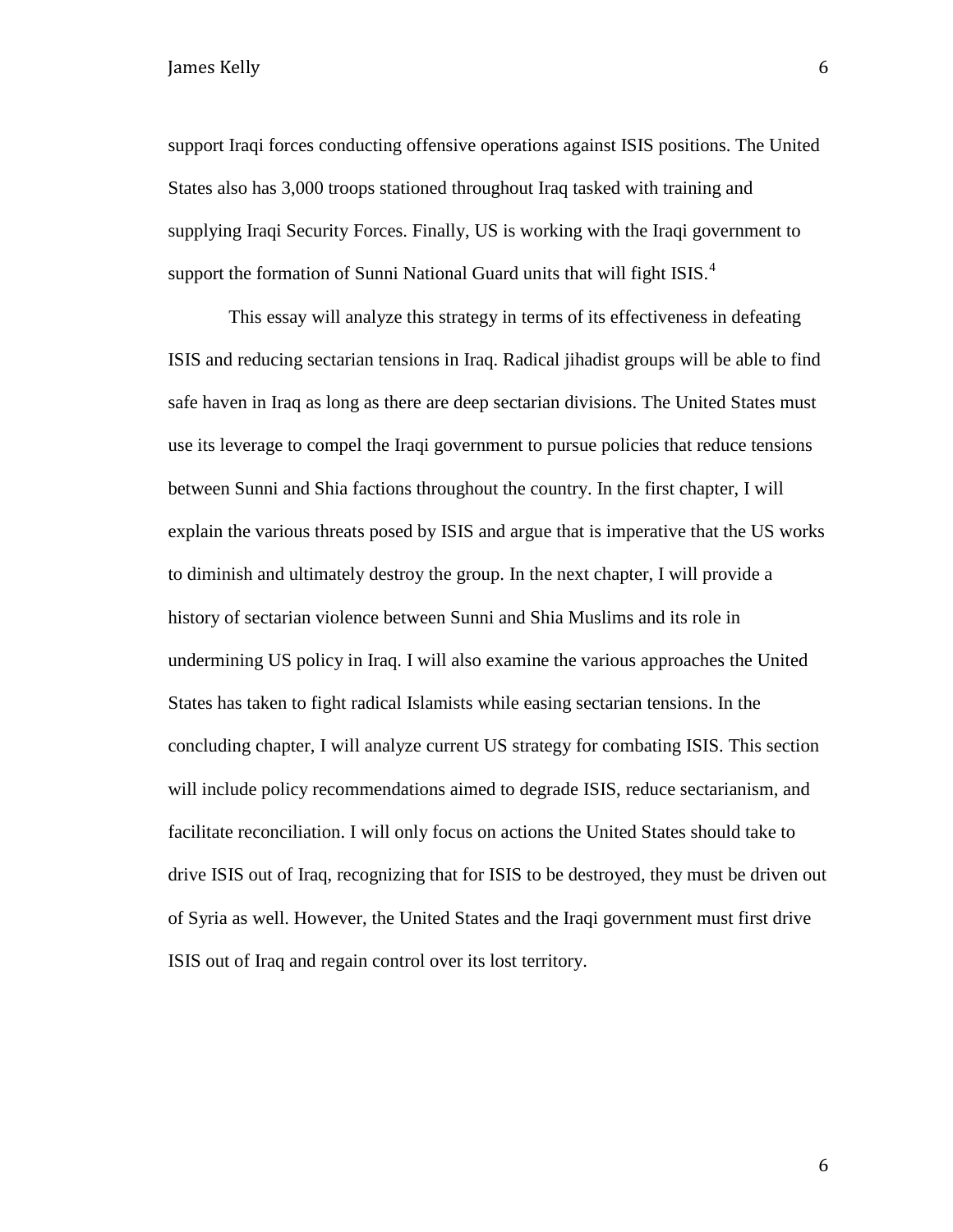support Iraqi forces conducting offensive operations against ISIS positions. The United States also has 3,000 troops stationed throughout Iraq tasked with training and supplying Iraqi Security Forces. Finally, US is working with the Iraqi government to support the formation of Sunni National Guard units that will fight ISIS.[4]

This essay will analyze this strategy in terms of its effectiveness in defeating ISIS and reducing sectarian tensions in Iraq. Radical jihadist groups will be able to find safe haven in Iraq as long as there are deep sectarian divisions. The United States must use its leverage to compel the Iraqi government to pursue policies that reduce tensions between Sunni and Shia factions throughout the country. In the first chapter, I will explain the various threats posed by ISIS and argue that is imperative that the US works to diminish and ultimately destroy the group. In the next chapter, I will provide a history of sectarian violence between Sunni and Shia Muslims and its role in undermining US policy in Iraq. I will also examine the various approaches the United States has taken to fight radical Islamists while easing sectarian tensions. In the concluding chapter, I will analyze current US strategy for combating ISIS. This section will include policy recommendations aimed to degrade ISIS, reduce sectarianism, and facilitate reconciliation. I will only focus on actions the United States should take to drive ISIS out of Iraq, recognizing that for ISIS to be destroyed, they must be driven out of Syria as well. However, the United States and the Iraqi government must first drive ISIS out of Iraq and regain control over its lost territory.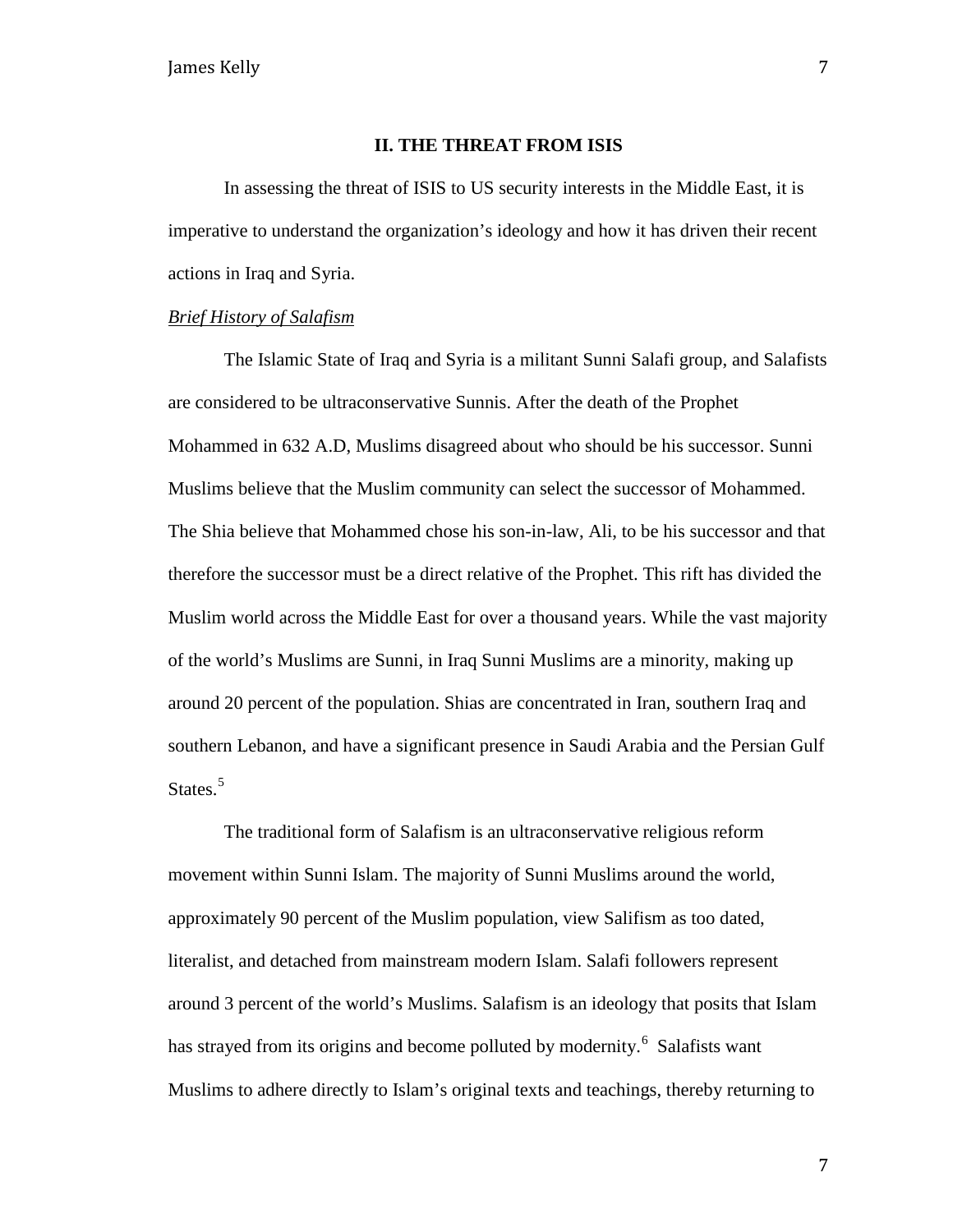## II. THE THREAT FROM ISIS

In assessing the threat of ISIS to US security interests in the Middle East, it is imperative to understand the organization's ideology and how it has driven their recent actions in Iraq and Syria.

*Brief History of Salafism*

The Islamic State of Iraq and Syria is a militant Sunni Salafi group, and Salafists are considered to be ultraconservative Sunnis. After the death of the Prophet Mohammed in 632 A.D, Muslims disagreed about who should be his successor. Sunni Muslims believe that the Muslim community can select the successor of Mohammed. The Shia believe that Mohammed chose his son-in-law, Ali, to be his successor and that therefore the successor must be a direct relative of the Prophet. This rift has divided the Muslim world across the Middle East for over a thousand years. While the vast majority of the world's Muslims are Sunni, in Iraq Sunni Muslims are a minority, making up around 20 percent of the population. Shias are concentrated in Iran, southern Iraq and southern Lebanon, and have a significant presence in Saudi Arabia and the Persian Gulf States.[5]

The traditional form of Salafism is an ultraconservative religious reform movement within Sunni Islam. The majority of Sunni Muslims around the world, approximately 90 percent of the Muslim population, view Salifism as too dated, literalist, and detached from mainstream modern Islam. Salafi followers represent around 3 percent of the world's Muslims. Salafism is an ideology that posits that Islam has strayed from its origins and become polluted by modernity.[6] Salafists want Muslims to adhere directly to Islam's original texts and teachings, thereby returning to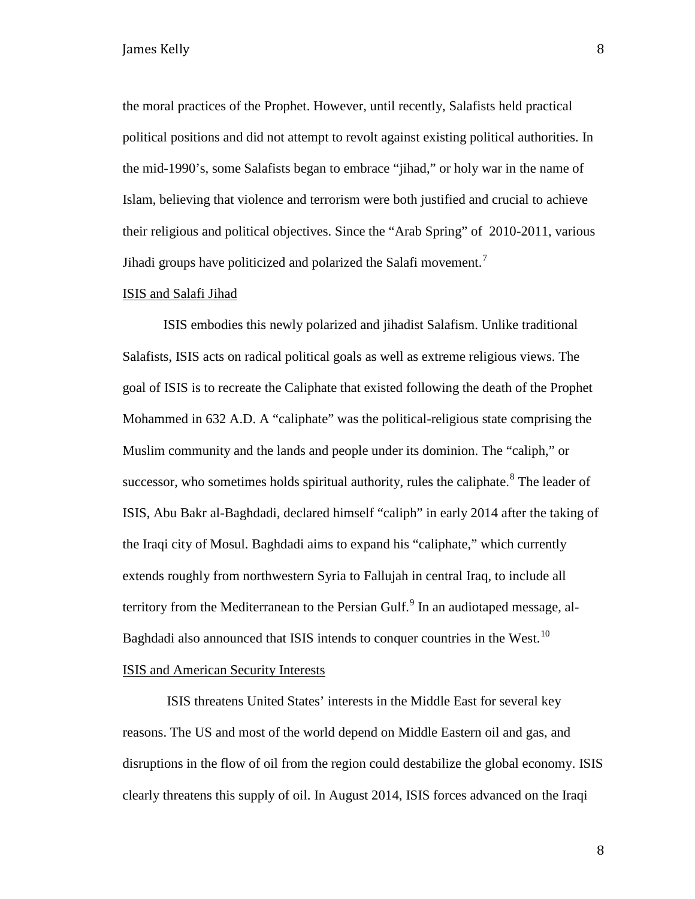the moral practices of the Prophet. However, until recently, Salafists held practical political positions and did not attempt to revolt against existing political authorities. In the mid-1990's, some Salafists began to embrace "jihad," or holy war in the name of Islam, believing that violence and terrorism were both justified and crucial to achieve their religious and political objectives. Since the "Arab Spring" of 2010-2011, various Jihadi groups have politicized and polarized the Salafi movement.[7]

## ISIS and Salafi Jihad

ISIS embodies this newly polarized and jihadist Salafism. Unlike traditional Salafists, ISIS acts on radical political goals as well as extreme religious views. The goal of ISIS is to recreate the Caliphate that existed following the death of the Prophet Mohammed in 632 A.D. A "caliphate" was the political-religious state comprising the Muslim community and the lands and people under its dominion. The "caliph," or successor, who sometimes holds spiritual authority, rules the caliphate.[8] The leader of ISIS, Abu Bakr al-Baghdadi, declared himself "caliph" in early 2014 after the taking of the Iraqi city of Mosul. Baghdadi aims to expand his "caliphate," which currently extends roughly from northwestern Syria to Fallujah in central Iraq, to include all territory from the Mediterranean to the Persian Gulf.[9] In an audiotaped message, al-Baghdadi also announced that ISIS intends to conquer countries in the West.[10]

## ISIS and American Security Interests

ISIS threatens United States' interests in the Middle East for several key reasons. The US and most of the world depend on Middle Eastern oil and gas, and disruptions in the flow of oil from the region could destabilize the global economy. ISIS clearly threatens this supply of oil. In August 2014, ISIS forces advanced on the Iraqi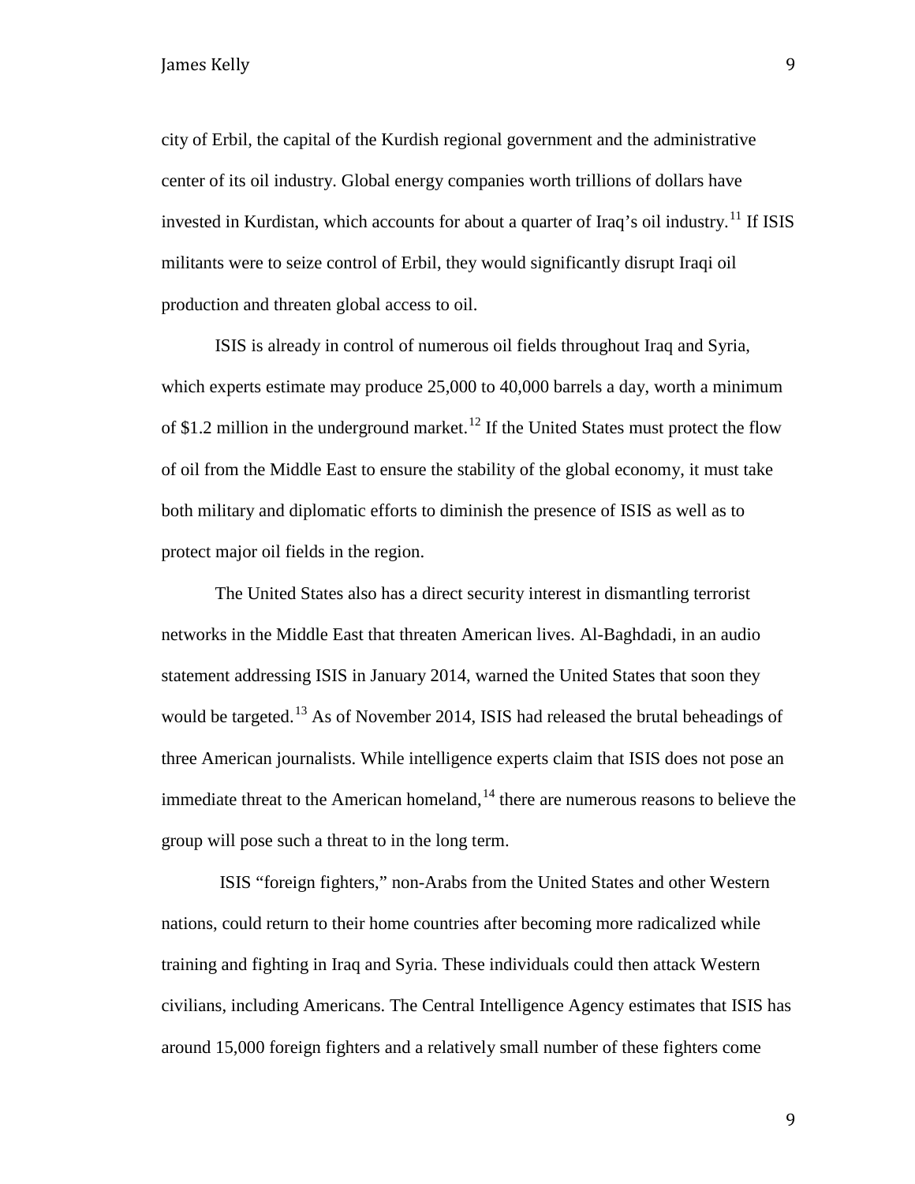city of Erbil, the capital of the Kurdish regional government and the administrative center of its oil industry. Global energy companies worth trillions of dollars have invested in Kurdistan, which accounts for about a quarter of Iraq's oil industry.[11] If ISIS militants were to seize control of Erbil, they would significantly disrupt Iraqi oil production and threaten global access to oil.

ISIS is already in control of numerous oil fields throughout Iraq and Syria, which experts estimate may produce 25,000 to 40,000 barrels a day, worth a minimum of $1.2 million in the underground market.[12] If the United States must protect the flow of oil from the Middle East to ensure the stability of the global economy, it must take both military and diplomatic efforts to diminish the presence of ISIS as well as to protect major oil fields in the region.

The United States also has a direct security interest in dismantling terrorist networks in the Middle East that threaten American lives. Al-Baghdadi, in an audio statement addressing ISIS in January 2014, warned the United States that soon they would be targeted.[13] As of November 2014, ISIS had released the brutal beheadings of three American journalists. While intelligence experts claim that ISIS does not pose an immediate threat to the American homeland,[14] there are numerous reasons to believe the group will pose such a threat to in the long term.

ISIS "foreign fighters," non-Arabs from the United States and other Western nations, could return to their home countries after becoming more radicalized while training and fighting in Iraq and Syria. These individuals could then attack Western civilians, including Americans. The Central Intelligence Agency estimates that ISIS has around 15,000 foreign fighters and a relatively small number of these fighters come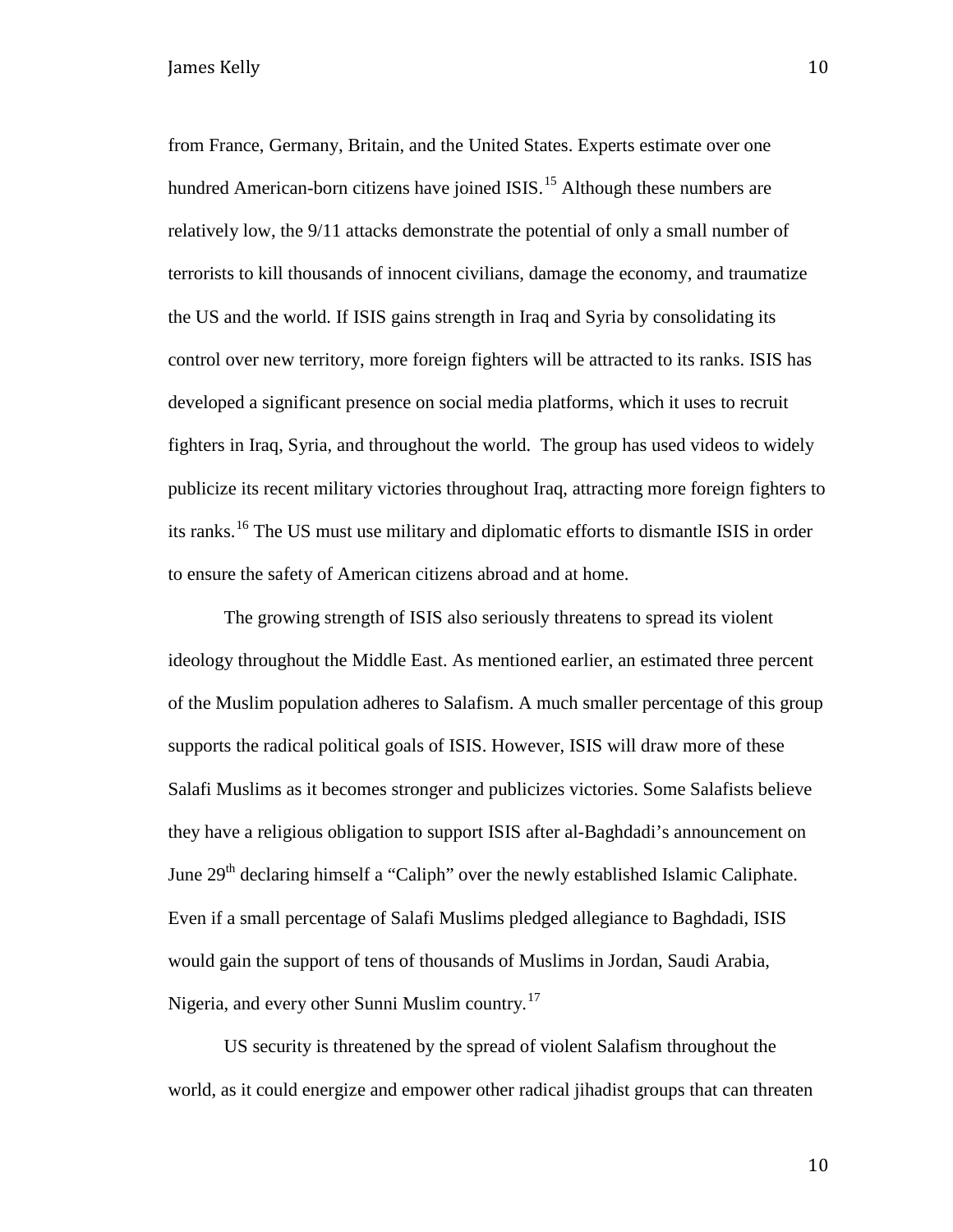from France, Germany, Britain, and the United States. Experts estimate over one hundred American-born citizens have joined ISIS.[15] Although these numbers are relatively low, the 9/11 attacks demonstrate the potential of only a small number of terrorists to kill thousands of innocent civilians, damage the economy, and traumatize the US and the world. If ISIS gains strength in Iraq and Syria by consolidating its control over new territory, more foreign fighters will be attracted to its ranks. ISIS has developed a significant presence on social media platforms, which it uses to recruit fighters in Iraq, Syria, and throughout the world. The group has used videos to widely publicize its recent military victories throughout Iraq, attracting more foreign fighters to its ranks.[16] The US must use military and diplomatic efforts to dismantle ISIS in order to ensure the safety of American citizens abroad and at home.

The growing strength of ISIS also seriously threatens to spread its violent ideology throughout the Middle East. As mentioned earlier, an estimated three percent of the Muslim population adheres to Salafism. A much smaller percentage of this group supports the radical political goals of ISIS. However, ISIS will draw more of these Salafi Muslims as it becomes stronger and publicizes victories. Some Salafists believe they have a religious obligation to support ISIS after al-Baghdadi's announcement on June 29th declaring himself a "Caliph" over the newly established Islamic Caliphate. Even if a small percentage of Salafi Muslims pledged allegiance to Baghdadi, ISIS would gain the support of tens of thousands of Muslims in Jordan, Saudi Arabia, Nigeria, and every other Sunni Muslim country.[17]

US security is threatened by the spread of violent Salafism throughout the world, as it could energize and empower other radical jihadist groups that can threaten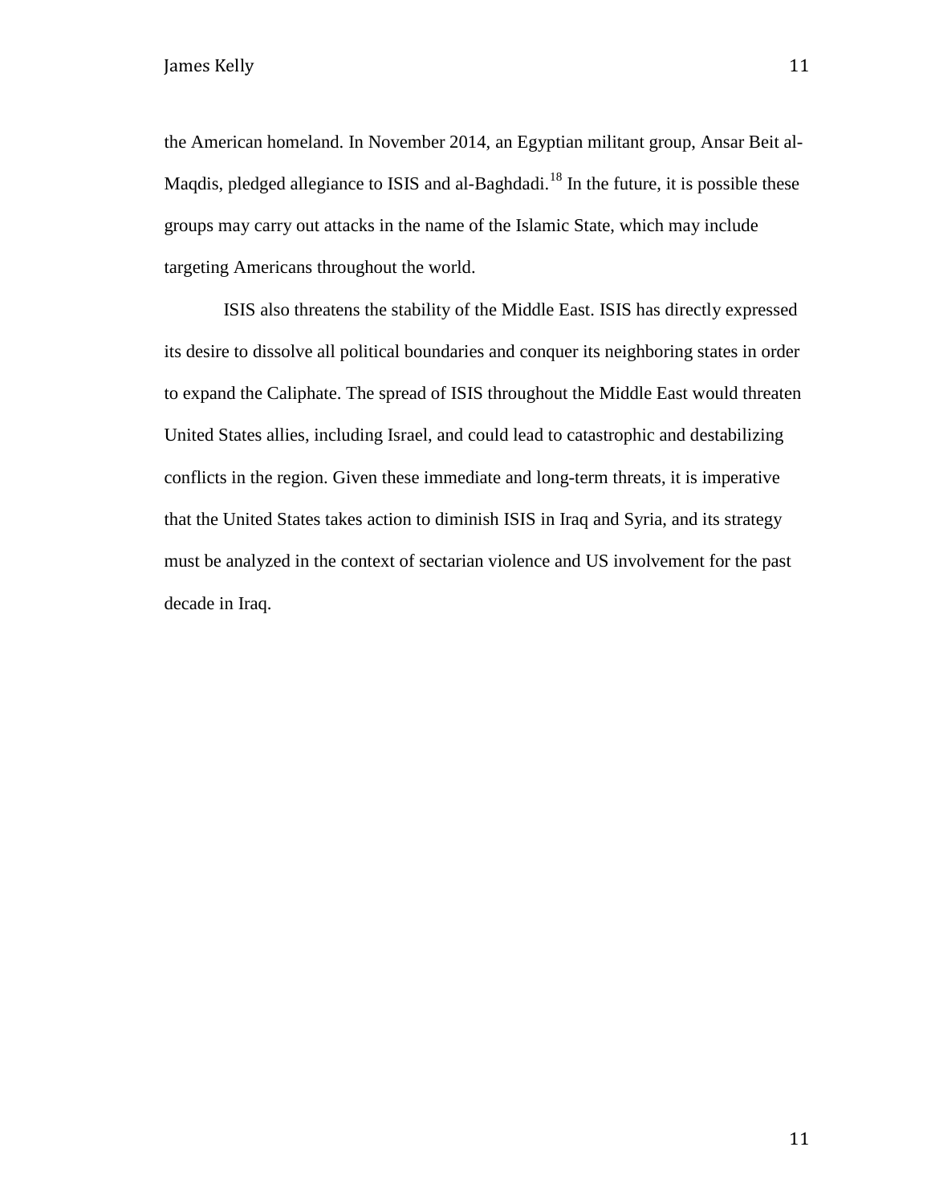the American homeland. In November 2014, an Egyptian militant group, Ansar Beit al-Maqdis, pledged allegiance to ISIS and al-Baghdadi.[18] In the future, it is possible these groups may carry out attacks in the name of the Islamic State, which may include targeting Americans throughout the world.

ISIS also threatens the stability of the Middle East. ISIS has directly expressed its desire to dissolve all political boundaries and conquer its neighboring states in order to expand the Caliphate. The spread of ISIS throughout the Middle East would threaten United States allies, including Israel, and could lead to catastrophic and destabilizing conflicts in the region. Given these immediate and long-term threats, it is imperative that the United States takes action to diminish ISIS in Iraq and Syria, and its strategy must be analyzed in the context of sectarian violence and US involvement for the past decade in Iraq.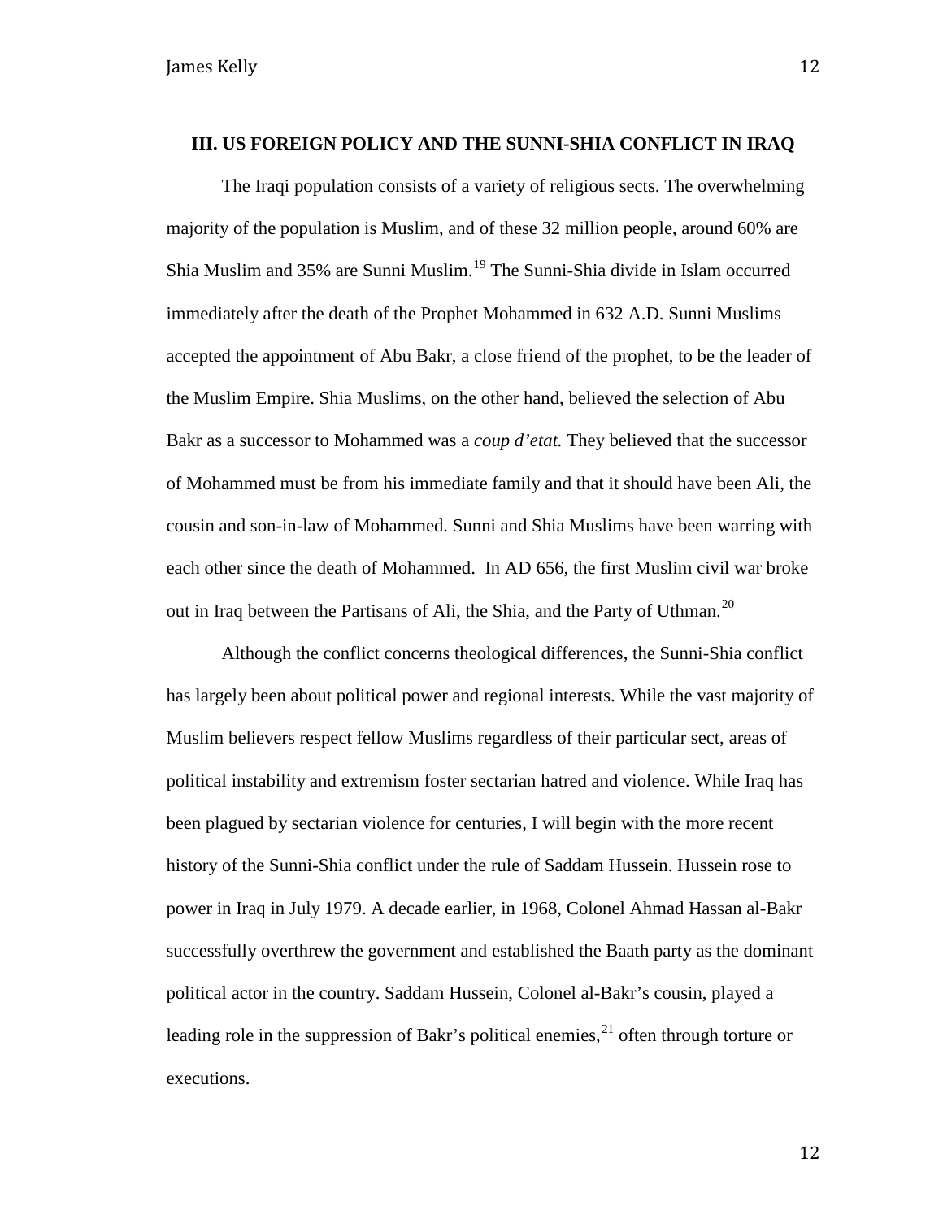## III. US FOREIGN POLICY AND THE SUNNI-SHIA CONFLICT IN IRAQ

The Iraqi population consists of a variety of religious sects. The overwhelming majority of the population is Muslim, and of these 32 million people, around 60% are Shia Muslim and 35% are Sunni Muslim.[19] The Sunni-Shia divide in Islam occurred immediately after the death of the Prophet Mohammed in 632 A.D. Sunni Muslims accepted the appointment of Abu Bakr, a close friend of the prophet, to be the leader of the Muslim Empire. Shia Muslims, on the other hand, believed the selection of Abu Bakr as a successor to Mohammed was a *coup d'etat.* They believed that the successor of Mohammed must be from his immediate family and that it should have been Ali, the cousin and son-in-law of Mohammed. Sunni and Shia Muslims have been warring with each other since the death of Mohammed. In AD 656, the first Muslim civil war broke out in Iraq between the Partisans of Ali, the Shia, and the Party of Uthman.[20]

Although the conflict concerns theological differences, the Sunni-Shia conflict has largely been about political power and regional interests. While the vast majority of Muslim believers respect fellow Muslims regardless of their particular sect, areas of political instability and extremism foster sectarian hatred and violence. While Iraq has been plagued by sectarian violence for centuries, I will begin with the more recent history of the Sunni-Shia conflict under the rule of Saddam Hussein. Hussein rose to power in Iraq in July 1979. A decade earlier, in 1968, Colonel Ahmad Hassan al-Bakr successfully overthrew the government and established the Baath party as the dominant political actor in the country. Saddam Hussein, Colonel al-Bakr's cousin, played a leading role in the suppression of Bakr's political enemies,[21] often through torture or executions.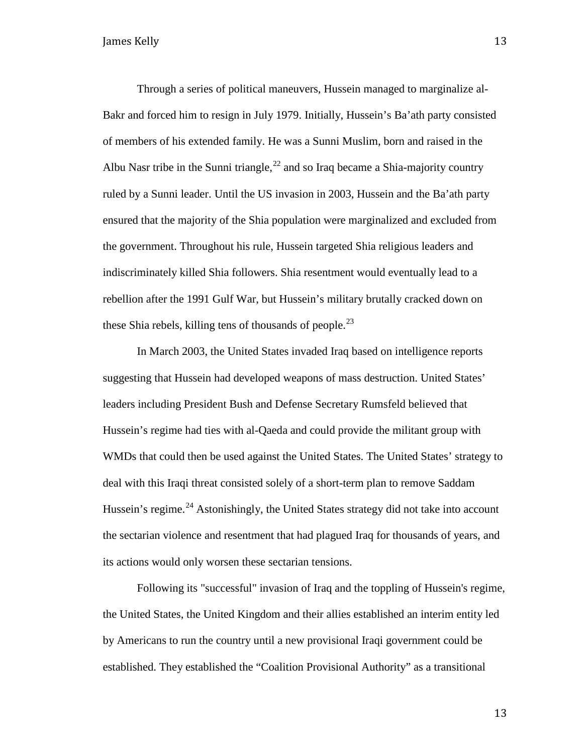Through a series of political maneuvers, Hussein managed to marginalize al-Bakr and forced him to resign in July 1979. Initially, Hussein's Ba'ath party consisted of members of his extended family. He was a Sunni Muslim, born and raised in the Albu Nasr tribe in the Sunni triangle,[22] and so Iraq became a Shia-majority country ruled by a Sunni leader. Until the US invasion in 2003, Hussein and the Ba'ath party ensured that the majority of the Shia population were marginalized and excluded from the government. Throughout his rule, Hussein targeted Shia religious leaders and indiscriminately killed Shia followers. Shia resentment would eventually lead to a rebellion after the 1991 Gulf War, but Hussein's military brutally cracked down on these Shia rebels, killing tens of thousands of people.[23]

In March 2003, the United States invaded Iraq based on intelligence reports suggesting that Hussein had developed weapons of mass destruction. United States' leaders including President Bush and Defense Secretary Rumsfeld believed that Hussein's regime had ties with al-Qaeda and could provide the militant group with WMDs that could then be used against the United States. The United States' strategy to deal with this Iraqi threat consisted solely of a short-term plan to remove Saddam Hussein's regime.[24] Astonishingly, the United States strategy did not take into account the sectarian violence and resentment that had plagued Iraq for thousands of years, and its actions would only worsen these sectarian tensions.

Following its "successful" invasion of Iraq and the toppling of Hussein's regime, the United States, the United Kingdom and their allies established an interim entity led by Americans to run the country until a new provisional Iraqi government could be established. They established the "Coalition Provisional Authority" as a transitional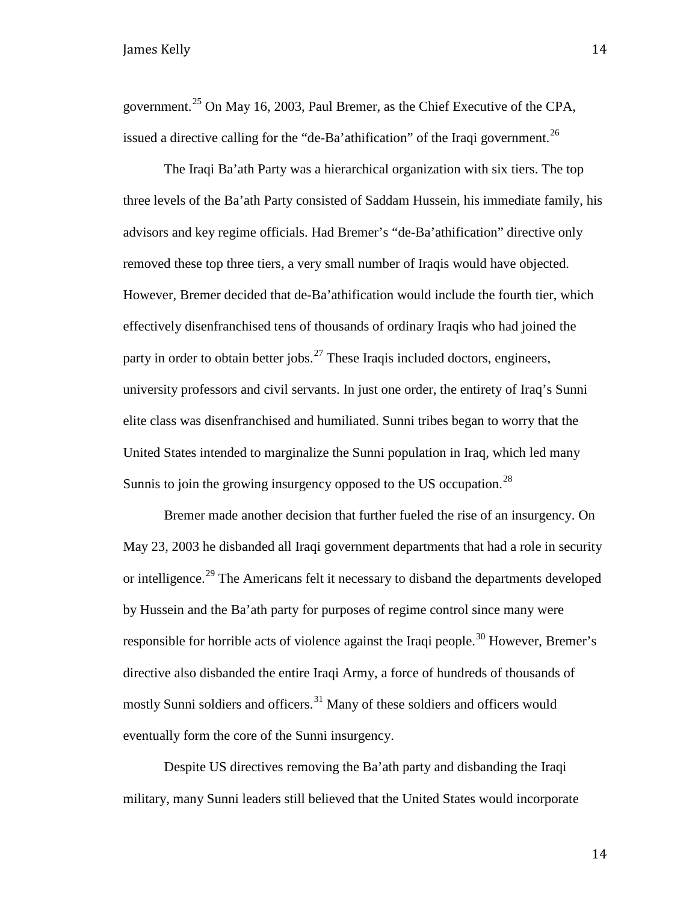government.[25] On May 16, 2003, Paul Bremer, as the Chief Executive of the CPA, issued a directive calling for the "de-Ba'athification" of the Iraqi government.[26]

The Iraqi Ba'ath Party was a hierarchical organization with six tiers. The top three levels of the Ba'ath Party consisted of Saddam Hussein, his immediate family, his advisors and key regime officials. Had Bremer's "de-Ba'athification" directive only removed these top three tiers, a very small number of Iraqis would have objected. However, Bremer decided that de-Ba'athification would include the fourth tier, which effectively disenfranchised tens of thousands of ordinary Iraqis who had joined the party in order to obtain better jobs.[27] These Iraqis included doctors, engineers, university professors and civil servants. In just one order, the entirety of Iraq's Sunni elite class was disenfranchised and humiliated. Sunni tribes began to worry that the United States intended to marginalize the Sunni population in Iraq, which led many Sunnis to join the growing insurgency opposed to the US occupation.[28]

Bremer made another decision that further fueled the rise of an insurgency. On May 23, 2003 he disbanded all Iraqi government departments that had a role in security or intelligence.[29] The Americans felt it necessary to disband the departments developed by Hussein and the Ba'ath party for purposes of regime control since many were responsible for horrible acts of violence against the Iraqi people.[30] However, Bremer's directive also disbanded the entire Iraqi Army, a force of hundreds of thousands of mostly Sunni soldiers and officers.[31] Many of these soldiers and officers would eventually form the core of the Sunni insurgency.

Despite US directives removing the Ba'ath party and disbanding the Iraqi military, many Sunni leaders still believed that the United States would incorporate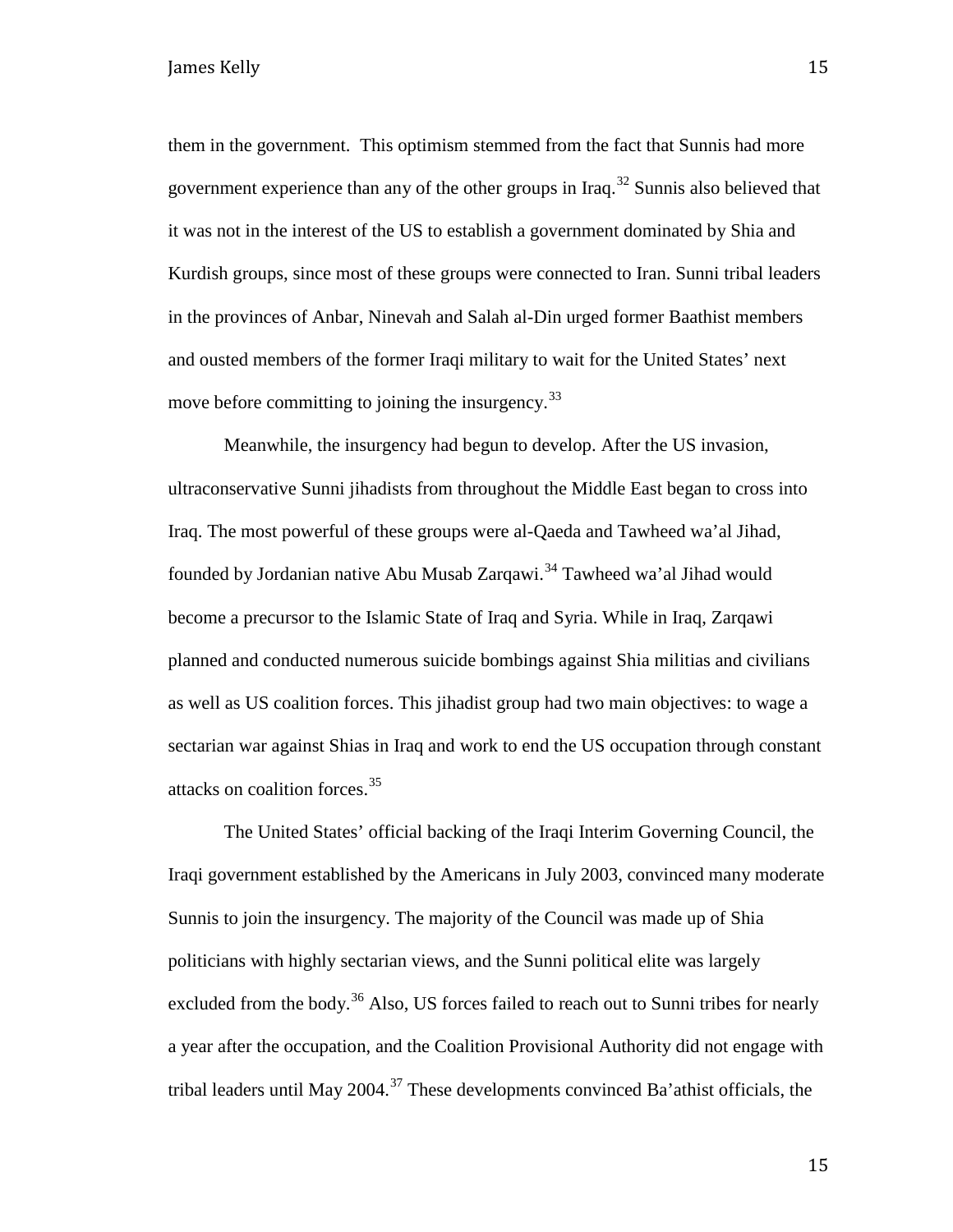them in the government. This optimism stemmed from the fact that Sunnis had more government experience than any of the other groups in Iraq.[32] Sunnis also believed that it was not in the interest of the US to establish a government dominated by Shia and Kurdish groups, since most of these groups were connected to Iran. Sunni tribal leaders in the provinces of Anbar, Ninevah and Salah al-Din urged former Baathist members and ousted members of the former Iraqi military to wait for the United States' next move before committing to joining the insurgency.[33]

Meanwhile, the insurgency had begun to develop. After the US invasion, ultraconservative Sunni jihadists from throughout the Middle East began to cross into Iraq. The most powerful of these groups were al-Qaeda and Tawheed wa'al Jihad, founded by Jordanian native Abu Musab Zarqawi.[34] Tawheed wa'al Jihad would become a precursor to the Islamic State of Iraq and Syria. While in Iraq, Zarqawi planned and conducted numerous suicide bombings against Shia militias and civilians as well as US coalition forces. This jihadist group had two main objectives: to wage a sectarian war against Shias in Iraq and work to end the US occupation through constant attacks on coalition forces.[35]

The United States' official backing of the Iraqi Interim Governing Council, the Iraqi government established by the Americans in July 2003, convinced many moderate Sunnis to join the insurgency. The majority of the Council was made up of Shia politicians with highly sectarian views, and the Sunni political elite was largely excluded from the body.[36] Also, US forces failed to reach out to Sunni tribes for nearly a year after the occupation, and the Coalition Provisional Authority did not engage with tribal leaders until May 2004.[37] These developments convinced Ba'athist officials, the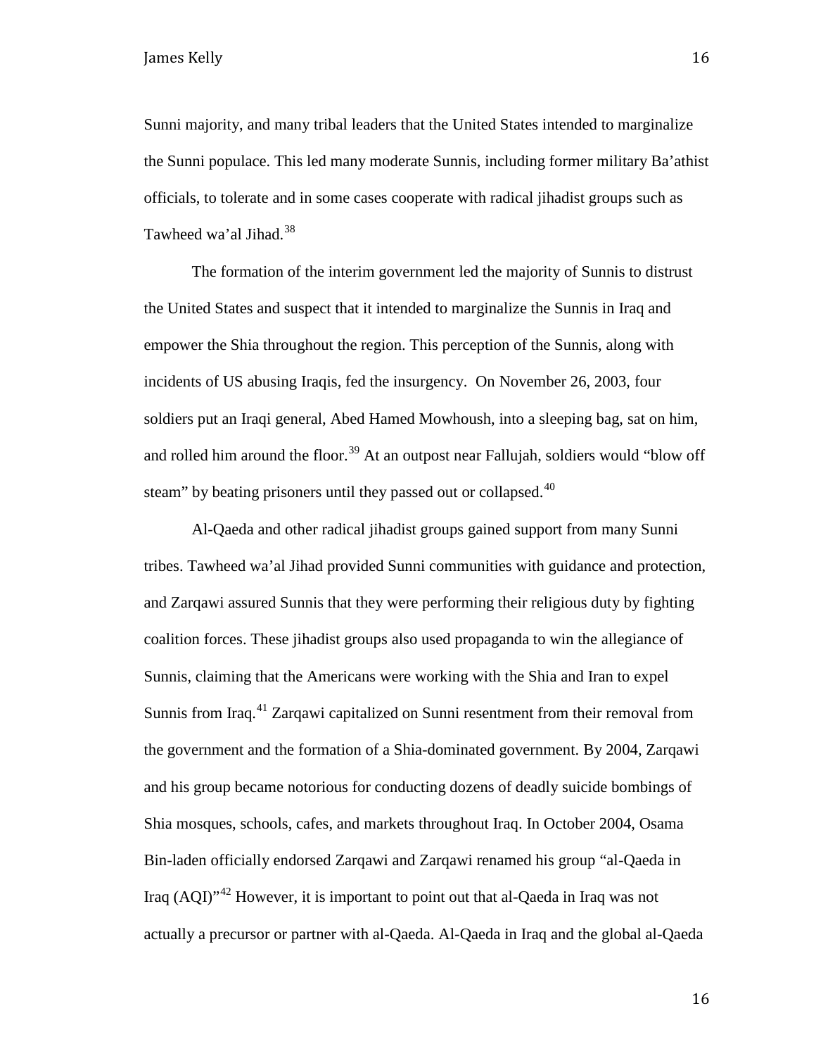Sunni majority, and many tribal leaders that the United States intended to marginalize the Sunni populace. This led many moderate Sunnis, including former military Ba'athist officials, to tolerate and in some cases cooperate with radical jihadist groups such as Tawheed wa'al Jihad.[38]

The formation of the interim government led the majority of Sunnis to distrust the United States and suspect that it intended to marginalize the Sunnis in Iraq and empower the Shia throughout the region. This perception of the Sunnis, along with incidents of US abusing Iraqis, fed the insurgency. On November 26, 2003, four soldiers put an Iraqi general, Abed Hamed Mowhoush, into a sleeping bag, sat on him, and rolled him around the floor.[39] At an outpost near Fallujah, soldiers would "blow off steam" by beating prisoners until they passed out or collapsed.[40]

Al-Qaeda and other radical jihadist groups gained support from many Sunni tribes. Tawheed wa'al Jihad provided Sunni communities with guidance and protection, and Zarqawi assured Sunnis that they were performing their religious duty by fighting coalition forces. These jihadist groups also used propaganda to win the allegiance of Sunnis, claiming that the Americans were working with the Shia and Iran to expel Sunnis from Iraq.[41] Zarqawi capitalized on Sunni resentment from their removal from the government and the formation of a Shia-dominated government. By 2004, Zarqawi and his group became notorious for conducting dozens of deadly suicide bombings of Shia mosques, schools, cafes, and markets throughout Iraq. In October 2004, Osama Bin-laden officially endorsed Zarqawi and Zarqawi renamed his group "al-Qaeda in Iraq (AQI)"[42] However, it is important to point out that al-Qaeda in Iraq was not actually a precursor or partner with al-Qaeda. Al-Qaeda in Iraq and the global al-Qaeda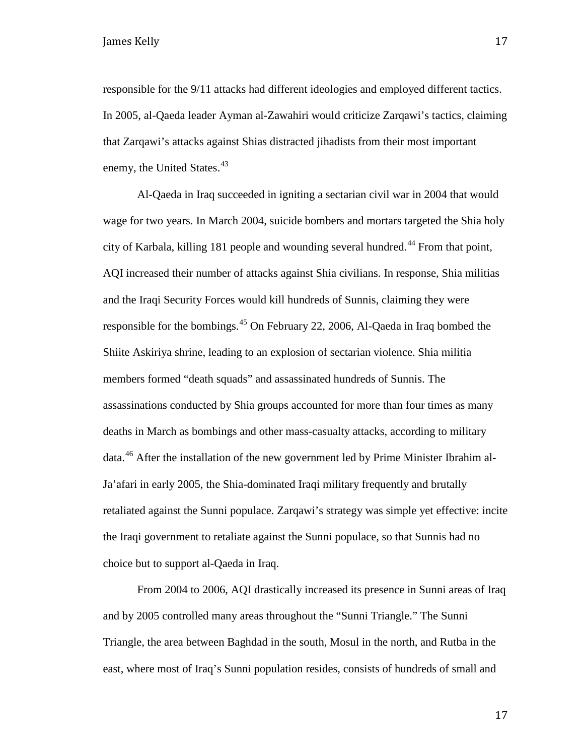responsible for the 9/11 attacks had different ideologies and employed different tactics. In 2005, al-Qaeda leader Ayman al-Zawahiri would criticize Zarqawi's tactics, claiming that Zarqawi's attacks against Shias distracted jihadists from their most important enemy, the United States.[43]

Al-Qaeda in Iraq succeeded in igniting a sectarian civil war in 2004 that would wage for two years. In March 2004, suicide bombers and mortars targeted the Shia holy city of Karbala, killing 181 people and wounding several hundred.[44] From that point, AQI increased their number of attacks against Shia civilians. In response, Shia militias and the Iraqi Security Forces would kill hundreds of Sunnis, claiming they were responsible for the bombings.[45] On February 22, 2006, Al-Qaeda in Iraq bombed the Shiite Askiriya shrine, leading to an explosion of sectarian violence. Shia militia members formed "death squads" and assassinated hundreds of Sunnis. The assassinations conducted by Shia groups accounted for more than four times as many deaths in March as bombings and other mass-casualty attacks, according to military data.[46] After the installation of the new government led by Prime Minister Ibrahim al-Ja'afari in early 2005, the Shia-dominated Iraqi military frequently and brutally retaliated against the Sunni populace. Zarqawi's strategy was simple yet effective: incite the Iraqi government to retaliate against the Sunni populace, so that Sunnis had no choice but to support al-Qaeda in Iraq.

From 2004 to 2006, AQI drastically increased its presence in Sunni areas of Iraq and by 2005 controlled many areas throughout the "Sunni Triangle." The Sunni Triangle, the area between Baghdad in the south, Mosul in the north, and Rutba in the east, where most of Iraq's Sunni population resides, consists of hundreds of small and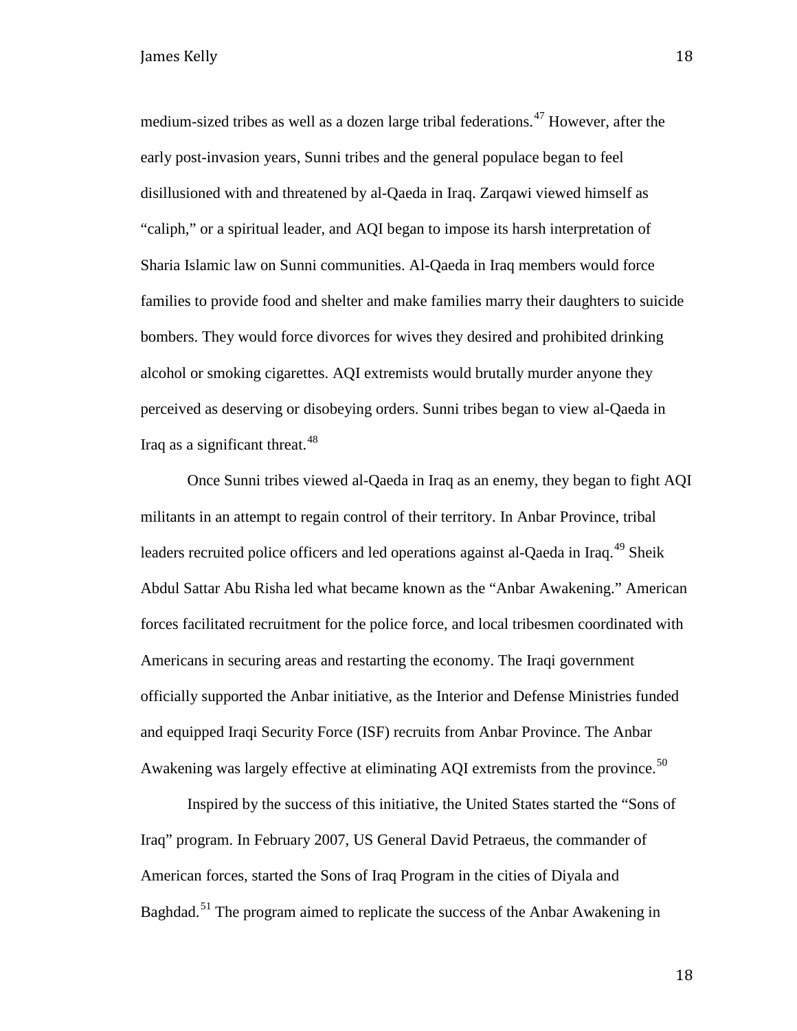medium-sized tribes as well as a dozen large tribal federations.[47] However, after the early post-invasion years, Sunni tribes and the general populace began to feel disillusioned with and threatened by al-Qaeda in Iraq. Zarqawi viewed himself as "caliph," or a spiritual leader, and AQI began to impose its harsh interpretation of Sharia Islamic law on Sunni communities. Al-Qaeda in Iraq members would force families to provide food and shelter and make families marry their daughters to suicide bombers. They would force divorces for wives they desired and prohibited drinking alcohol or smoking cigarettes. AQI extremists would brutally murder anyone they perceived as deserving or disobeying orders. Sunni tribes began to view al-Qaeda in Iraq as a significant threat.[48]

Once Sunni tribes viewed al-Qaeda in Iraq as an enemy, they began to fight AQI militants in an attempt to regain control of their territory. In Anbar Province, tribal leaders recruited police officers and led operations against al-Qaeda in Iraq.[49] Sheik Abdul Sattar Abu Risha led what became known as the "Anbar Awakening." American forces facilitated recruitment for the police force, and local tribesmen coordinated with Americans in securing areas and restarting the economy. The Iraqi government officially supported the Anbar initiative, as the Interior and Defense Ministries funded and equipped Iraqi Security Force (ISF) recruits from Anbar Province. The Anbar Awakening was largely effective at eliminating AQI extremists from the province.[50]

Inspired by the success of this initiative, the United States started the "Sons of Iraq" program. In February 2007, US General David Petraeus, the commander of American forces, started the Sons of Iraq Program in the cities of Diyala and Baghdad.[51] The program aimed to replicate the success of the Anbar Awakening in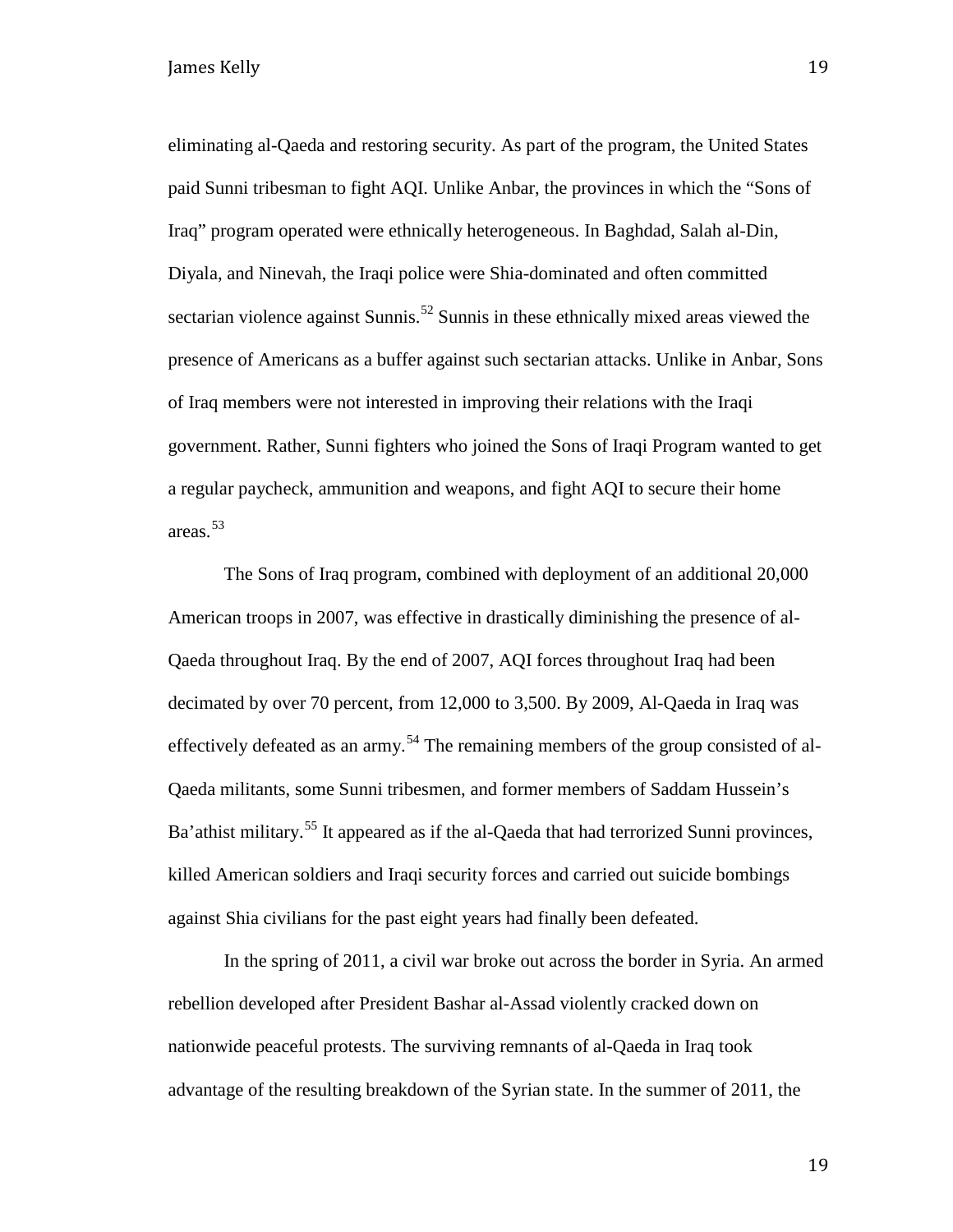eliminating al-Qaeda and restoring security. As part of the program, the United States paid Sunni tribesman to fight AQI. Unlike Anbar, the provinces in which the "Sons of Iraq" program operated were ethnically heterogeneous. In Baghdad, Salah al-Din, Diyala, and Ninevah, the Iraqi police were Shia-dominated and often committed sectarian violence against Sunnis.[52] Sunnis in these ethnically mixed areas viewed the presence of Americans as a buffer against such sectarian attacks. Unlike in Anbar, Sons of Iraq members were not interested in improving their relations with the Iraqi government. Rather, Sunni fighters who joined the Sons of Iraqi Program wanted to get a regular paycheck, ammunition and weapons, and fight AQI to secure their home areas.[53]

The Sons of Iraq program, combined with deployment of an additional 20,000 American troops in 2007, was effective in drastically diminishing the presence of al-Qaeda throughout Iraq. By the end of 2007, AQI forces throughout Iraq had been decimated by over 70 percent, from 12,000 to 3,500. By 2009, Al-Qaeda in Iraq was effectively defeated as an army.[54] The remaining members of the group consisted of al-Qaeda militants, some Sunni tribesmen, and former members of Saddam Hussein's Ba'athist military.[55] It appeared as if the al-Qaeda that had terrorized Sunni provinces, killed American soldiers and Iraqi security forces and carried out suicide bombings against Shia civilians for the past eight years had finally been defeated.

In the spring of 2011, a civil war broke out across the border in Syria. An armed rebellion developed after President Bashar al-Assad violently cracked down on nationwide peaceful protests. The surviving remnants of al-Qaeda in Iraq took advantage of the resulting breakdown of the Syrian state. In the summer of 2011, the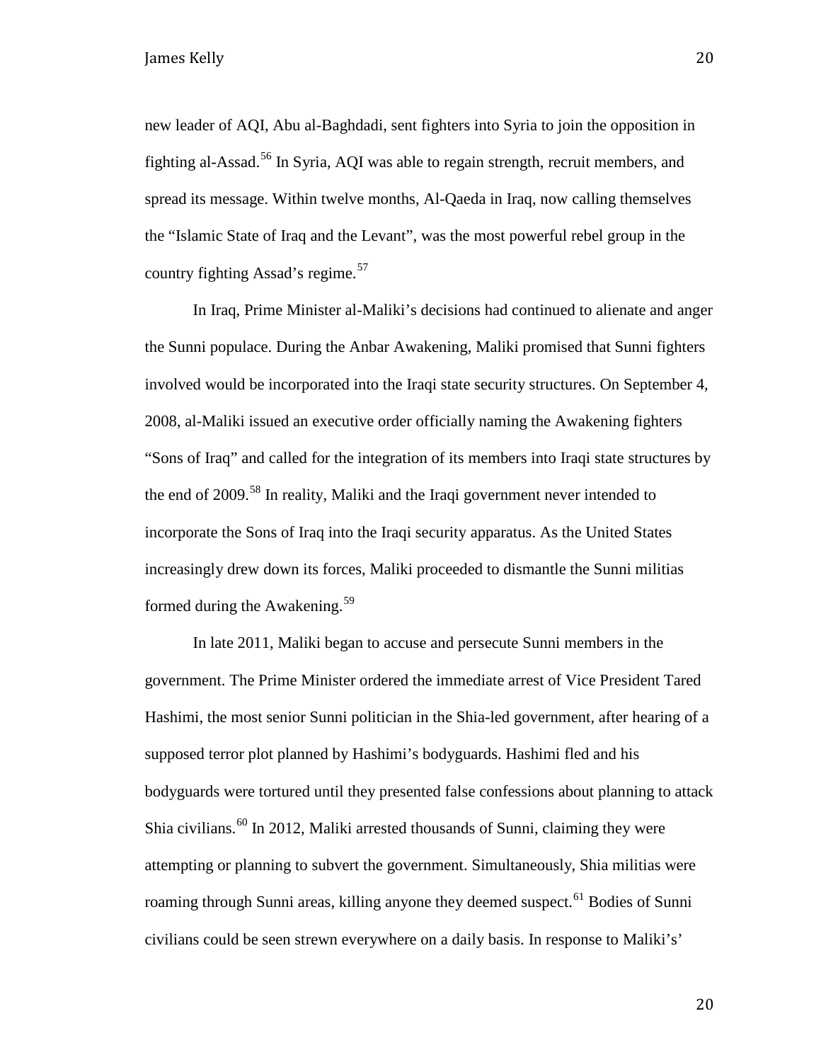new leader of AQI, Abu al-Baghdadi, sent fighters into Syria to join the opposition in fighting al-Assad.[56] In Syria, AQI was able to regain strength, recruit members, and spread its message. Within twelve months, Al-Qaeda in Iraq, now calling themselves the "Islamic State of Iraq and the Levant", was the most powerful rebel group in the country fighting Assad's regime.[57]

In Iraq, Prime Minister al-Maliki's decisions had continued to alienate and anger the Sunni populace. During the Anbar Awakening, Maliki promised that Sunni fighters involved would be incorporated into the Iraqi state security structures. On September 4, 2008, al-Maliki issued an executive order officially naming the Awakening fighters "Sons of Iraq" and called for the integration of its members into Iraqi state structures by the end of 2009.[58] In reality, Maliki and the Iraqi government never intended to incorporate the Sons of Iraq into the Iraqi security apparatus. As the United States increasingly drew down its forces, Maliki proceeded to dismantle the Sunni militias formed during the Awakening.[59]

In late 2011, Maliki began to accuse and persecute Sunni members in the government. The Prime Minister ordered the immediate arrest of Vice President Tared Hashimi, the most senior Sunni politician in the Shia-led government, after hearing of a supposed terror plot planned by Hashimi's bodyguards. Hashimi fled and his bodyguards were tortured until they presented false confessions about planning to attack Shia civilians.[60] In 2012, Maliki arrested thousands of Sunni, claiming they were attempting or planning to subvert the government. Simultaneously, Shia militias were roaming through Sunni areas, killing anyone they deemed suspect.[61] Bodies of Sunni civilians could be seen strewn everywhere on a daily basis. In response to Maliki's'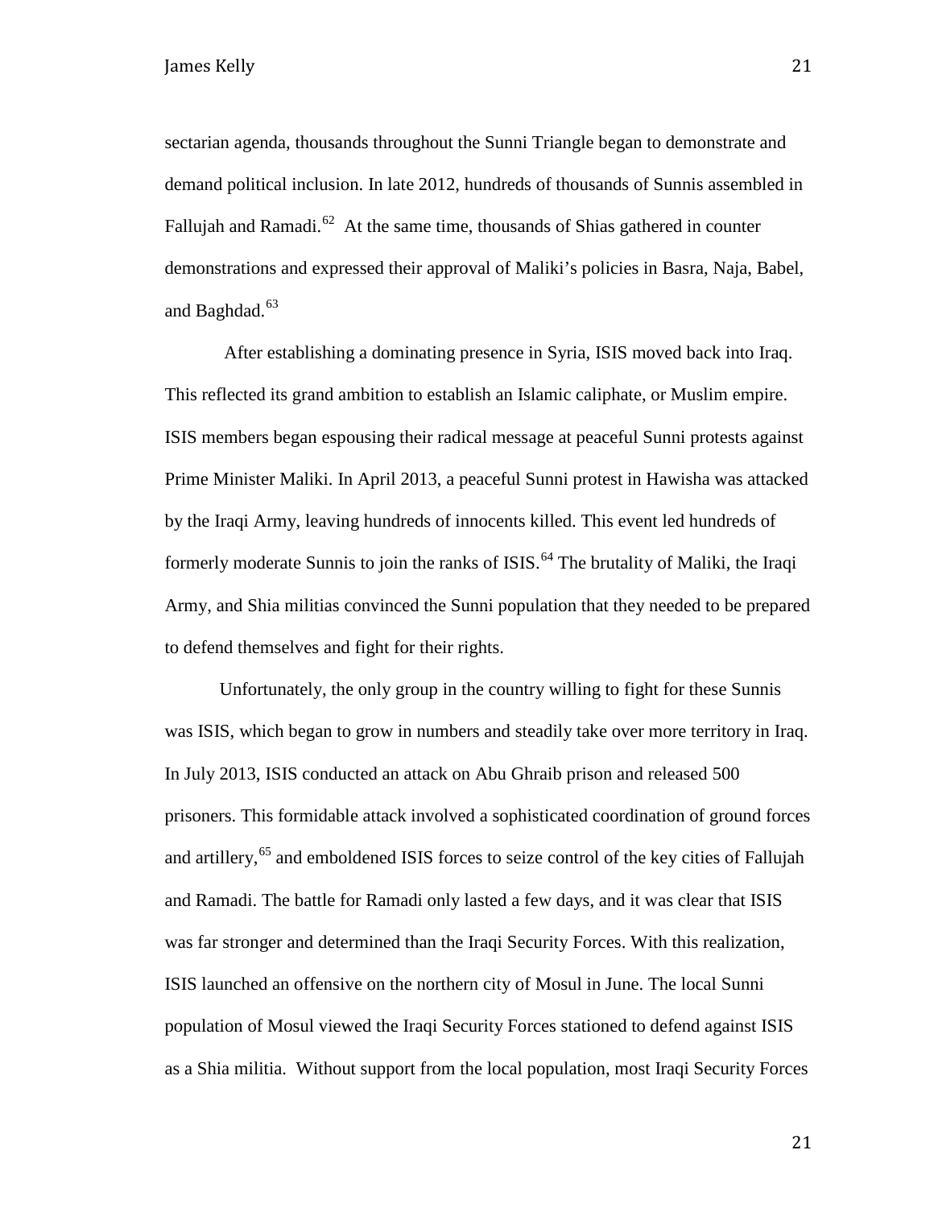sectarian agenda, thousands throughout the Sunni Triangle began to demonstrate and demand political inclusion. In late 2012, hundreds of thousands of Sunnis assembled in Fallujah and Ramadi.[62] At the same time, thousands of Shias gathered in counter demonstrations and expressed their approval of Maliki's policies in Basra, Naja, Babel, and Baghdad.[63]

After establishing a dominating presence in Syria, ISIS moved back into Iraq. This reflected its grand ambition to establish an Islamic caliphate, or Muslim empire. ISIS members began espousing their radical message at peaceful Sunni protests against Prime Minister Maliki. In April 2013, a peaceful Sunni protest in Hawisha was attacked by the Iraqi Army, leaving hundreds of innocents killed. This event led hundreds of formerly moderate Sunnis to join the ranks of ISIS.[64] The brutality of Maliki, the Iraqi Army, and Shia militias convinced the Sunni population that they needed to be prepared to defend themselves and fight for their rights.

Unfortunately, the only group in the country willing to fight for these Sunnis was ISIS, which began to grow in numbers and steadily take over more territory in Iraq. In July 2013, ISIS conducted an attack on Abu Ghraib prison and released 500 prisoners. This formidable attack involved a sophisticated coordination of ground forces and artillery,[65] and emboldened ISIS forces to seize control of the key cities of Fallujah and Ramadi. The battle for Ramadi only lasted a few days, and it was clear that ISIS was far stronger and determined than the Iraqi Security Forces. With this realization, ISIS launched an offensive on the northern city of Mosul in June. The local Sunni population of Mosul viewed the Iraqi Security Forces stationed to defend against ISIS as a Shia militia. Without support from the local population, most Iraqi Security Forces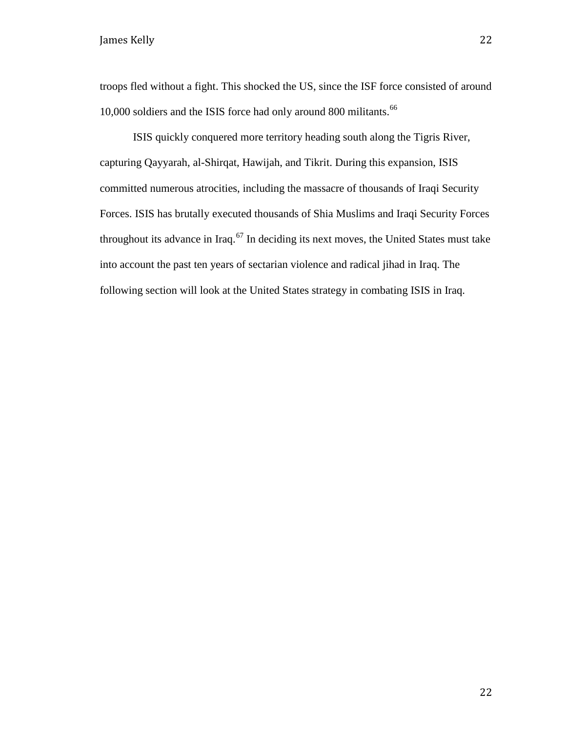troops fled without a fight. This shocked the US, since the ISF force consisted of around 10,000 soldiers and the ISIS force had only around 800 militants.[66]

ISIS quickly conquered more territory heading south along the Tigris River, capturing Qayyarah, al-Shirqat, Hawijah, and Tikrit. During this expansion, ISIS committed numerous atrocities, including the massacre of thousands of Iraqi Security Forces. ISIS has brutally executed thousands of Shia Muslims and Iraqi Security Forces throughout its advance in Iraq.[67] In deciding its next moves, the United States must take into account the past ten years of sectarian violence and radical jihad in Iraq. The following section will look at the United States strategy in combating ISIS in Iraq.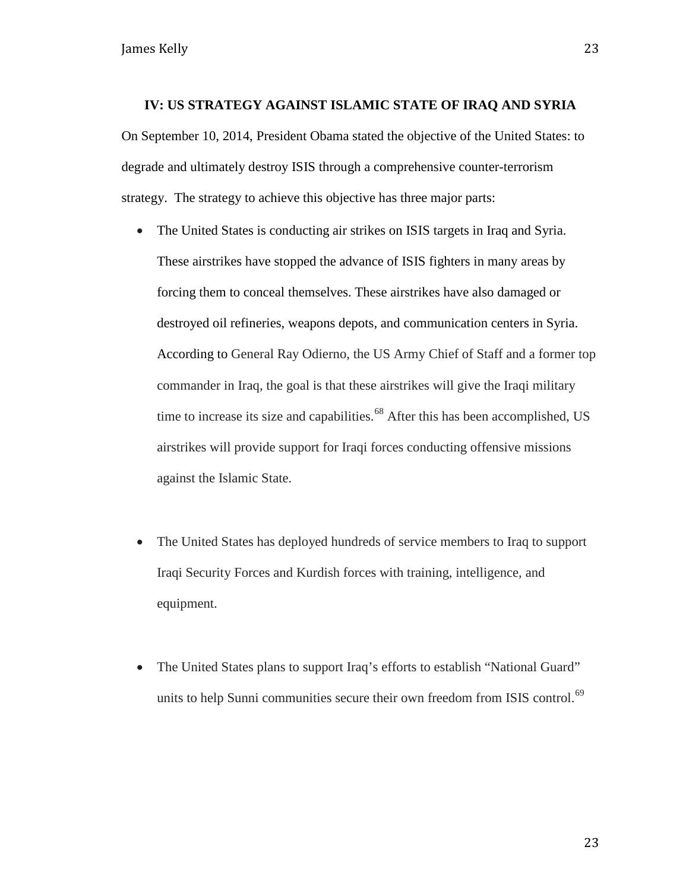## IV: US STRATEGY AGAINST ISLAMIC STATE OF IRAQ AND SYRIA

On September 10, 2014, President Obama stated the objective of the United States: to degrade and ultimately destroy ISIS through a comprehensive counter-terrorism strategy. The strategy to achieve this objective has three major parts:

- The United States is conducting air strikes on ISIS targets in Iraq and Syria. These airstrikes have stopped the advance of ISIS fighters in many areas by forcing them to conceal themselves. These airstrikes have also damaged or destroyed oil refineries, weapons depots, and communication centers in Syria. According to General Ray Odierno, the US Army Chief of Staff and a former top commander in Iraq, the goal is that these airstrikes will give the Iraqi military time to increase its size and capabilities.[68] After this has been accomplished, US airstrikes will provide support for Iraqi forces conducting offensive missions against the Islamic State.

- The United States has deployed hundreds of service members to Iraq to support Iraqi Security Forces and Kurdish forces with training, intelligence, and equipment.

- The United States plans to support Iraq's efforts to establish "National Guard" units to help Sunni communities secure their own freedom from ISIS control.[69]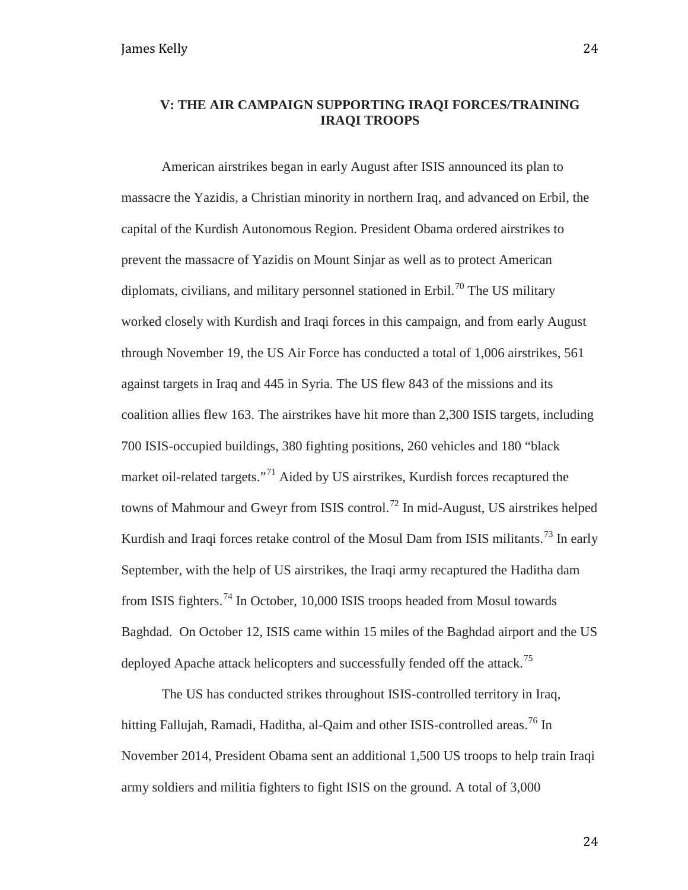## V: THE AIR CAMPAIGN SUPPORTING IRAQI FORCES/TRAINING IRAQI TROOPS

American airstrikes began in early August after ISIS announced its plan to massacre the Yazidis, a Christian minority in northern Iraq, and advanced on Erbil, the capital of the Kurdish Autonomous Region. President Obama ordered airstrikes to prevent the massacre of Yazidis on Mount Sinjar as well as to protect American diplomats, civilians, and military personnel stationed in Erbil.[70] The US military worked closely with Kurdish and Iraqi forces in this campaign, and from early August through November 19, the US Air Force has conducted a total of 1,006 airstrikes, 561 against targets in Iraq and 445 in Syria. The US flew 843 of the missions and its coalition allies flew 163. The airstrikes have hit more than 2,300 ISIS targets, including 700 ISIS-occupied buildings, 380 fighting positions, 260 vehicles and 180 "black market oil-related targets."[71] Aided by US airstrikes, Kurdish forces recaptured the towns of Mahmour and Gweyr from ISIS control.[72] In mid-August, US airstrikes helped Kurdish and Iraqi forces retake control of the Mosul Dam from ISIS militants.[73] In early September, with the help of US airstrikes, the Iraqi army recaptured the Haditha dam from ISIS fighters.[74] In October, 10,000 ISIS troops headed from Mosul towards Baghdad. On October 12, ISIS came within 15 miles of the Baghdad airport and the US deployed Apache attack helicopters and successfully fended off the attack.[75]

The US has conducted strikes throughout ISIS-controlled territory in Iraq, hitting Fallujah, Ramadi, Haditha, al-Qaim and other ISIS-controlled areas.[76] In November 2014, President Obama sent an additional 1,500 US troops to help train Iraqi army soldiers and militia fighters to fight ISIS on the ground. A total of 3,000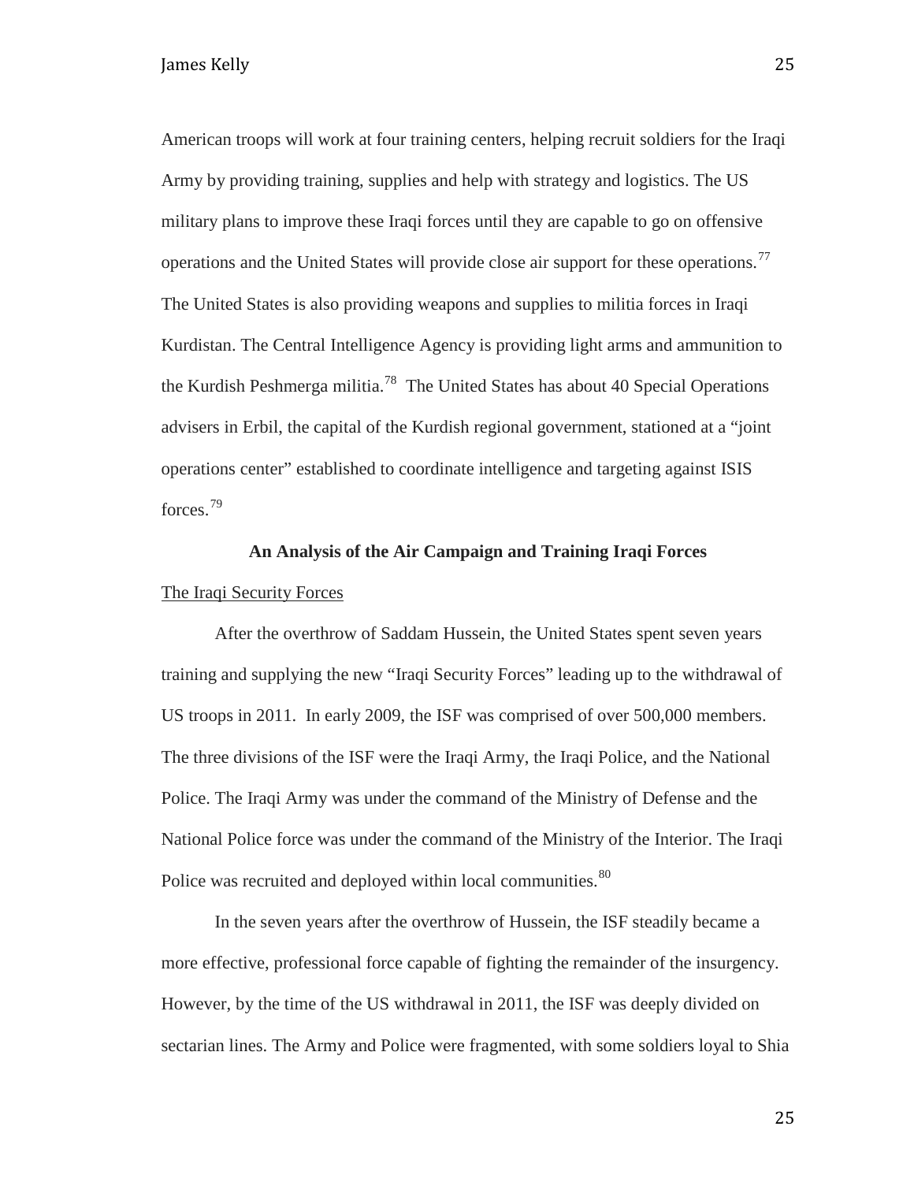American troops will work at four training centers, helping recruit soldiers for the Iraqi Army by providing training, supplies and help with strategy and logistics. The US military plans to improve these Iraqi forces until they are capable to go on offensive operations and the United States will provide close air support for these operations.[77] The United States is also providing weapons and supplies to militia forces in Iraqi Kurdistan. The Central Intelligence Agency is providing light arms and ammunition to the Kurdish Peshmerga militia.[78] The United States has about 40 Special Operations advisers in Erbil, the capital of the Kurdish regional government, stationed at a "joint operations center" established to coordinate intelligence and targeting against ISIS forces.[79]

## An Analysis of the Air Campaign and Training Iraqi Forces

### The Iraqi Security Forces

After the overthrow of Saddam Hussein, the United States spent seven years training and supplying the new "Iraqi Security Forces" leading up to the withdrawal of US troops in 2011. In early 2009, the ISF was comprised of over 500,000 members. The three divisions of the ISF were the Iraqi Army, the Iraqi Police, and the National Police. The Iraqi Army was under the command of the Ministry of Defense and the National Police force was under the command of the Ministry of the Interior. The Iraqi Police was recruited and deployed within local communities.[80]

In the seven years after the overthrow of Hussein, the ISF steadily became a more effective, professional force capable of fighting the remainder of the insurgency. However, by the time of the US withdrawal in 2011, the ISF was deeply divided on sectarian lines. The Army and Police were fragmented, with some soldiers loyal to Shia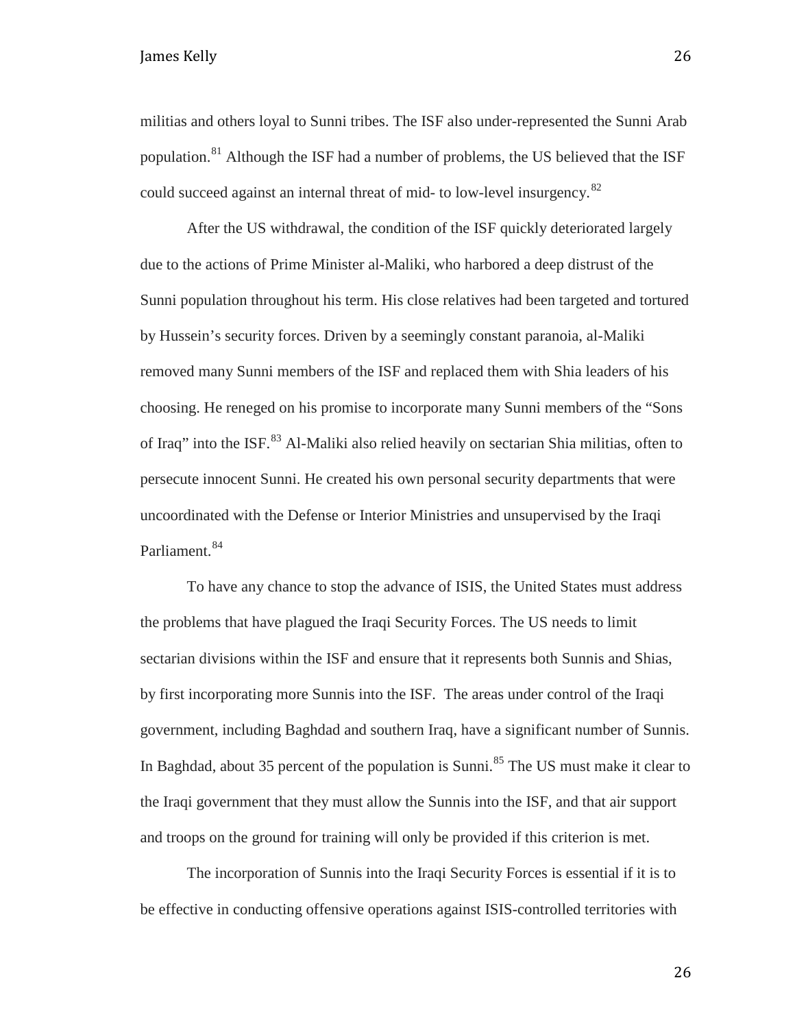militias and others loyal to Sunni tribes. The ISF also under-represented the Sunni Arab population.[81] Although the ISF had a number of problems, the US believed that the ISF could succeed against an internal threat of mid- to low-level insurgency.[82]

After the US withdrawal, the condition of the ISF quickly deteriorated largely due to the actions of Prime Minister al-Maliki, who harbored a deep distrust of the Sunni population throughout his term. His close relatives had been targeted and tortured by Hussein's security forces. Driven by a seemingly constant paranoia, al-Maliki removed many Sunni members of the ISF and replaced them with Shia leaders of his choosing. He reneged on his promise to incorporate many Sunni members of the "Sons of Iraq" into the ISF.[83] Al-Maliki also relied heavily on sectarian Shia militias, often to persecute innocent Sunni. He created his own personal security departments that were uncoordinated with the Defense or Interior Ministries and unsupervised by the Iraqi Parliament.[84]

To have any chance to stop the advance of ISIS, the United States must address the problems that have plagued the Iraqi Security Forces. The US needs to limit sectarian divisions within the ISF and ensure that it represents both Sunnis and Shias, by first incorporating more Sunnis into the ISF. The areas under control of the Iraqi government, including Baghdad and southern Iraq, have a significant number of Sunnis. In Baghdad, about 35 percent of the population is Sunni.[85] The US must make it clear to the Iraqi government that they must allow the Sunnis into the ISF, and that air support and troops on the ground for training will only be provided if this criterion is met.

The incorporation of Sunnis into the Iraqi Security Forces is essential if it is to be effective in conducting offensive operations against ISIS-controlled territories with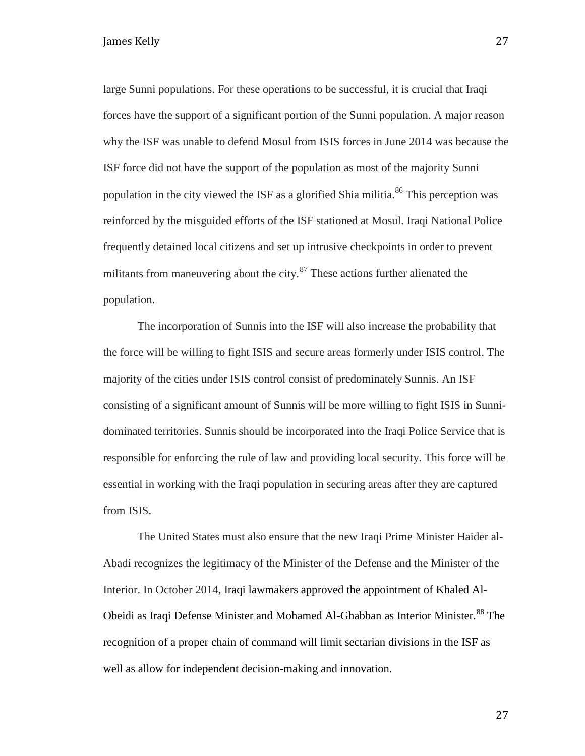large Sunni populations. For these operations to be successful, it is crucial that Iraqi forces have the support of a significant portion of the Sunni population. A major reason why the ISF was unable to defend Mosul from ISIS forces in June 2014 was because the ISF force did not have the support of the population as most of the majority Sunni population in the city viewed the ISF as a glorified Shia militia.[86] This perception was reinforced by the misguided efforts of the ISF stationed at Mosul. Iraqi National Police frequently detained local citizens and set up intrusive checkpoints in order to prevent militants from maneuvering about the city.[87] These actions further alienated the population.

The incorporation of Sunnis into the ISF will also increase the probability that the force will be willing to fight ISIS and secure areas formerly under ISIS control. The majority of the cities under ISIS control consist of predominately Sunnis. An ISF consisting of a significant amount of Sunnis will be more willing to fight ISIS in Sunni-dominated territories. Sunnis should be incorporated into the Iraqi Police Service that is responsible for enforcing the rule of law and providing local security. This force will be essential in working with the Iraqi population in securing areas after they are captured from ISIS.

The United States must also ensure that the new Iraqi Prime Minister Haider al-Abadi recognizes the legitimacy of the Minister of the Defense and the Minister of the Interior. In October 2014, Iraqi lawmakers approved the appointment of Khaled Al-Obeidi as Iraqi Defense Minister and Mohamed Al-Ghabban as Interior Minister.[88] The recognition of a proper chain of command will limit sectarian divisions in the ISF as well as allow for independent decision-making and innovation.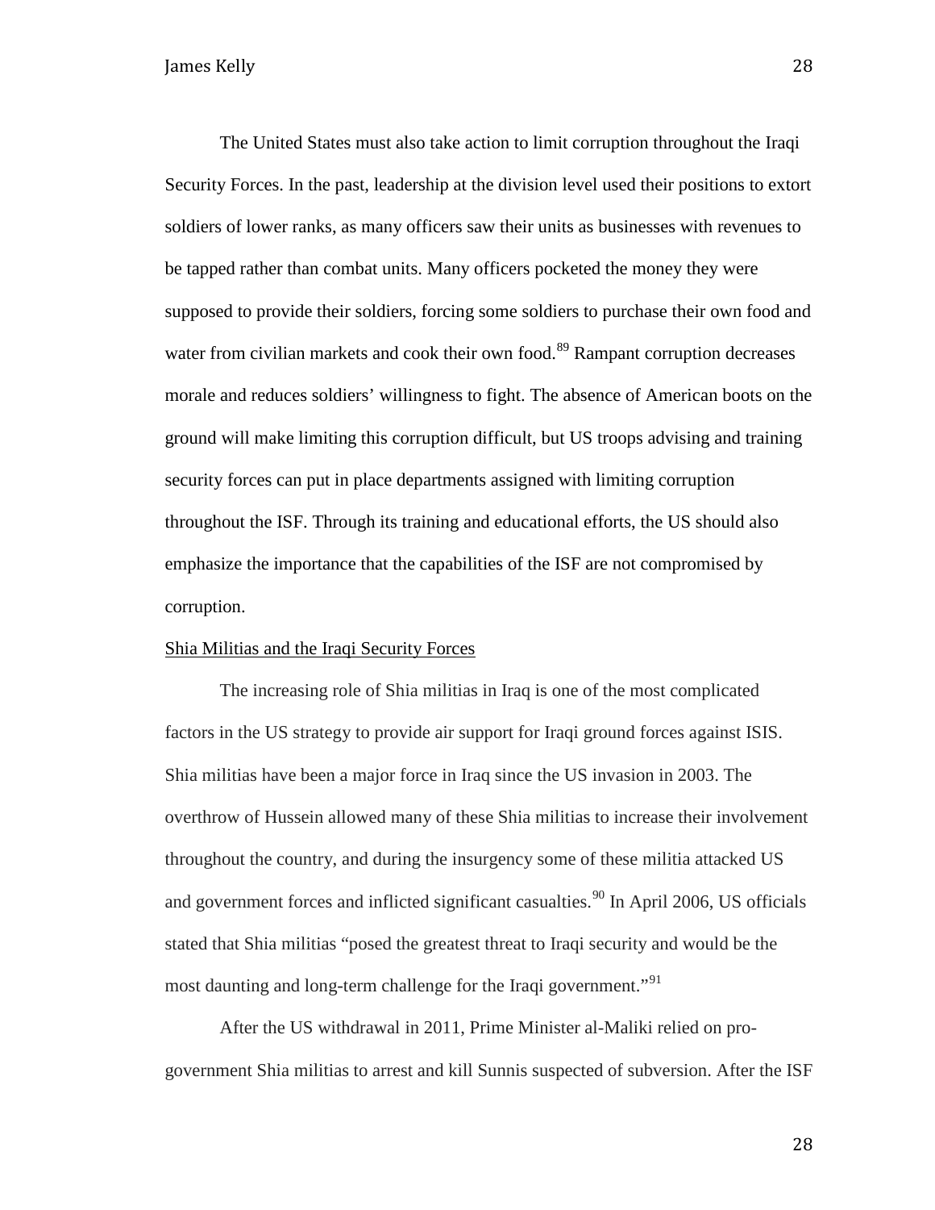The United States must also take action to limit corruption throughout the Iraqi Security Forces. In the past, leadership at the division level used their positions to extort soldiers of lower ranks, as many officers saw their units as businesses with revenues to be tapped rather than combat units. Many officers pocketed the money they were supposed to provide their soldiers, forcing some soldiers to purchase their own food and water from civilian markets and cook their own food.[89] Rampant corruption decreases morale and reduces soldiers' willingness to fight. The absence of American boots on the ground will make limiting this corruption difficult, but US troops advising and training security forces can put in place departments assigned with limiting corruption throughout the ISF. Through its training and educational efforts, the US should also emphasize the importance that the capabilities of the ISF are not compromised by corruption.

### Shia Militias and the Iraqi Security Forces

The increasing role of Shia militias in Iraq is one of the most complicated factors in the US strategy to provide air support for Iraqi ground forces against ISIS. Shia militias have been a major force in Iraq since the US invasion in 2003. The overthrow of Hussein allowed many of these Shia militias to increase their involvement throughout the country, and during the insurgency some of these militia attacked US and government forces and inflicted significant casualties.[90] In April 2006, US officials stated that Shia militias "posed the greatest threat to Iraqi security and would be the most daunting and long-term challenge for the Iraqi government."[91]

After the US withdrawal in 2011, Prime Minister al-Maliki relied on pro-government Shia militias to arrest and kill Sunnis suspected of subversion. After the ISF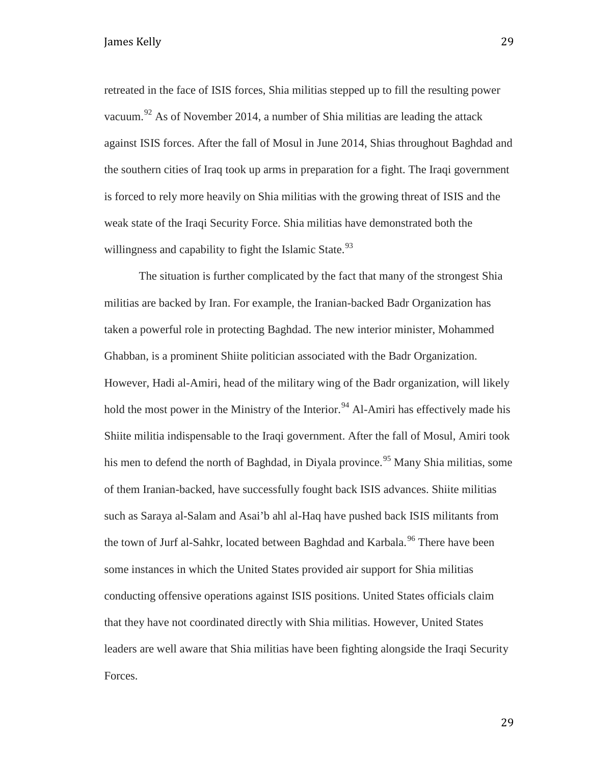retreated in the face of ISIS forces, Shia militias stepped up to fill the resulting power vacuum.[92] As of November 2014, a number of Shia militias are leading the attack against ISIS forces. After the fall of Mosul in June 2014, Shias throughout Baghdad and the southern cities of Iraq took up arms in preparation for a fight. The Iraqi government is forced to rely more heavily on Shia militias with the growing threat of ISIS and the weak state of the Iraqi Security Force. Shia militias have demonstrated both the willingness and capability to fight the Islamic State.[93]

The situation is further complicated by the fact that many of the strongest Shia militias are backed by Iran. For example, the Iranian-backed Badr Organization has taken a powerful role in protecting Baghdad. The new interior minister, Mohammed Ghabban, is a prominent Shiite politician associated with the Badr Organization. However, Hadi al-Amiri, head of the military wing of the Badr organization, will likely hold the most power in the Ministry of the Interior.[94] Al-Amiri has effectively made his Shiite militia indispensable to the Iraqi government. After the fall of Mosul, Amiri took his men to defend the north of Baghdad, in Diyala province.[95] Many Shia militias, some of them Iranian-backed, have successfully fought back ISIS advances. Shiite militias such as Saraya al-Salam and Asai'b ahl al-Haq have pushed back ISIS militants from the town of Jurf al-Sahkr, located between Baghdad and Karbala.[96] There have been some instances in which the United States provided air support for Shia militias conducting offensive operations against ISIS positions. United States officials claim that they have not coordinated directly with Shia militias. However, United States leaders are well aware that Shia militias have been fighting alongside the Iraqi Security Forces.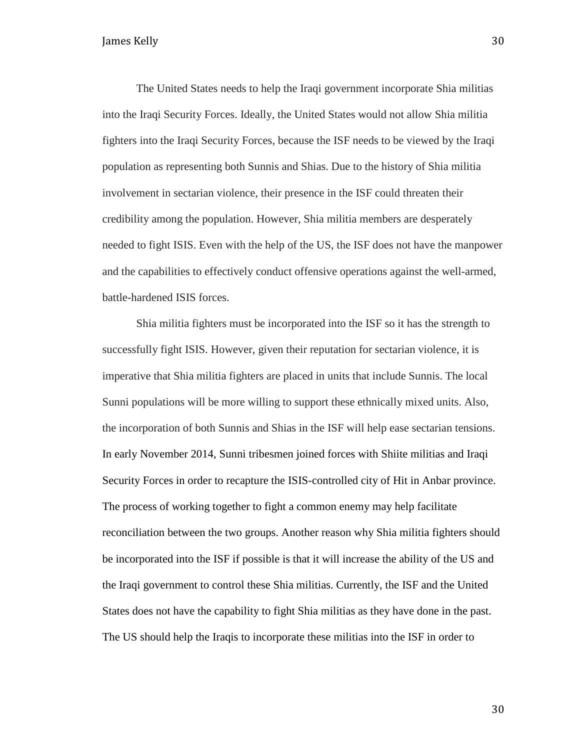The United States needs to help the Iraqi government incorporate Shia militias into the Iraqi Security Forces. Ideally, the United States would not allow Shia militia fighters into the Iraqi Security Forces, because the ISF needs to be viewed by the Iraqi population as representing both Sunnis and Shias. Due to the history of Shia militia involvement in sectarian violence, their presence in the ISF could threaten their credibility among the population. However, Shia militia members are desperately needed to fight ISIS. Even with the help of the US, the ISF does not have the manpower and the capabilities to effectively conduct offensive operations against the well-armed, battle-hardened ISIS forces.

Shia militia fighters must be incorporated into the ISF so it has the strength to successfully fight ISIS. However, given their reputation for sectarian violence, it is imperative that Shia militia fighters are placed in units that include Sunnis. The local Sunni populations will be more willing to support these ethnically mixed units. Also, the incorporation of both Sunnis and Shias in the ISF will help ease sectarian tensions. In early November 2014, Sunni tribesmen joined forces with Shiite militias and Iraqi Security Forces in order to recapture the ISIS-controlled city of Hit in Anbar province. The process of working together to fight a common enemy may help facilitate reconciliation between the two groups. Another reason why Shia militia fighters should be incorporated into the ISF if possible is that it will increase the ability of the US and the Iraqi government to control these Shia militias. Currently, the ISF and the United States does not have the capability to fight Shia militias as they have done in the past. The US should help the Iraqis to incorporate these militias into the ISF in order to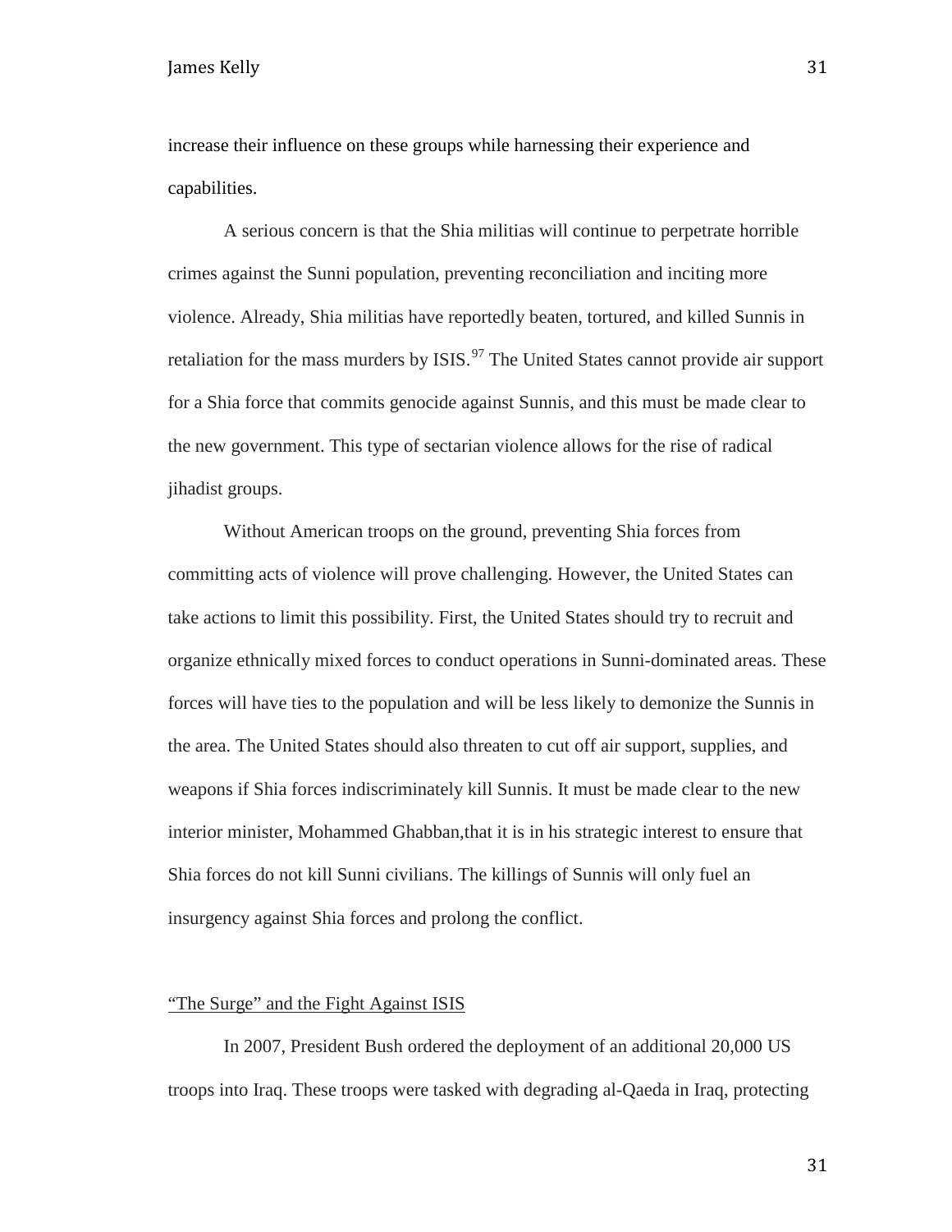increase their influence on these groups while harnessing their experience and capabilities.

A serious concern is that the Shia militias will continue to perpetrate horrible crimes against the Sunni population, preventing reconciliation and inciting more violence. Already, Shia militias have reportedly beaten, tortured, and killed Sunnis in retaliation for the mass murders by ISIS.[97] The United States cannot provide air support for a Shia force that commits genocide against Sunnis, and this must be made clear to the new government. This type of sectarian violence allows for the rise of radical jihadist groups.

Without American troops on the ground, preventing Shia forces from committing acts of violence will prove challenging. However, the United States can take actions to limit this possibility. First, the United States should try to recruit and organize ethnically mixed forces to conduct operations in Sunni-dominated areas. These forces will have ties to the population and will be less likely to demonize the Sunnis in the area. The United States should also threaten to cut off air support, supplies, and weapons if Shia forces indiscriminately kill Sunnis. It must be made clear to the new interior minister, Mohammed Ghabban,that it is in his strategic interest to ensure that Shia forces do not kill Sunni civilians. The killings of Sunnis will only fuel an insurgency against Shia forces and prolong the conflict.

## "The Surge" and the Fight Against ISIS

In 2007, President Bush ordered the deployment of an additional 20,000 US troops into Iraq. These troops were tasked with degrading al-Qaeda in Iraq, protecting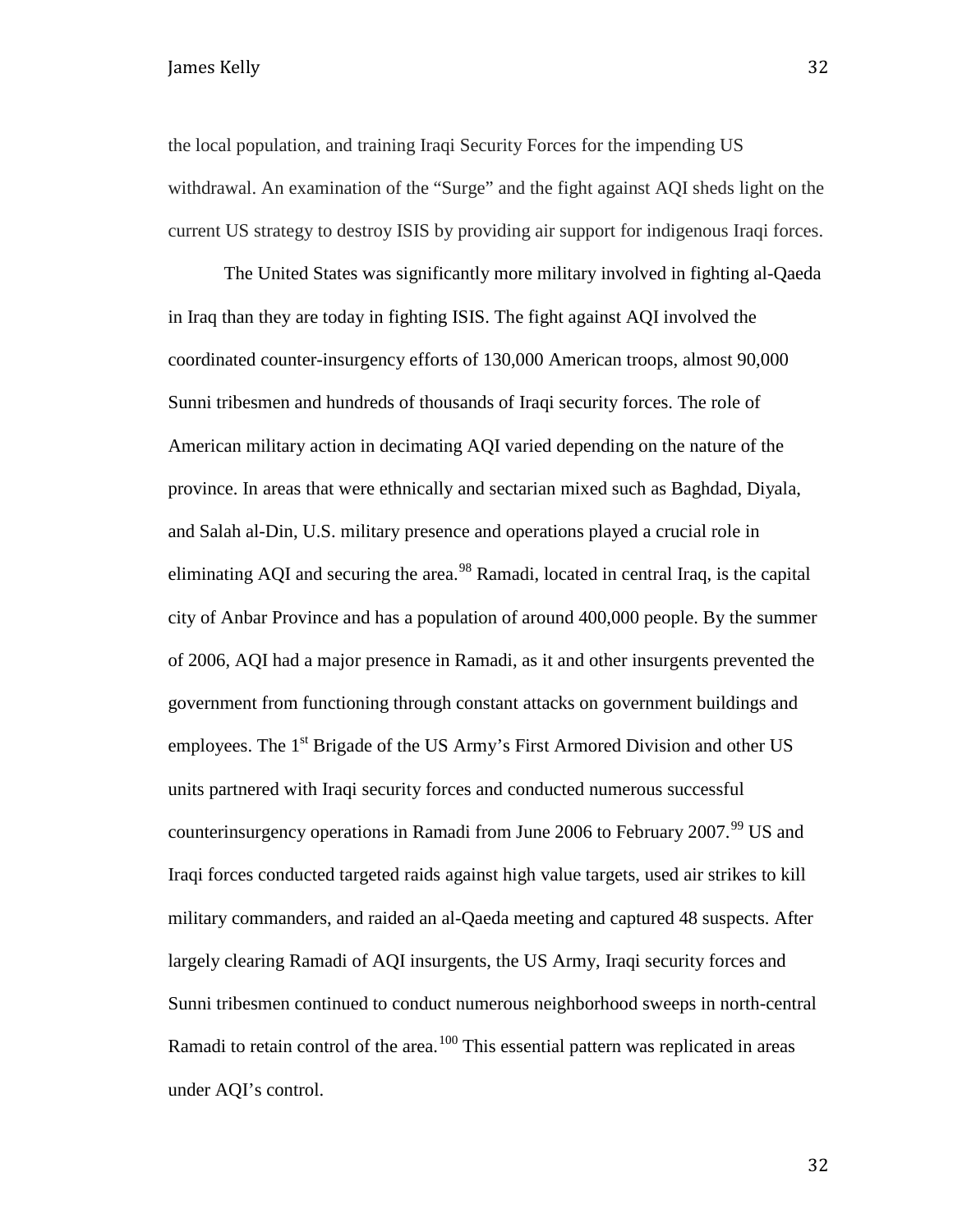the local population, and training Iraqi Security Forces for the impending US withdrawal. An examination of the "Surge" and the fight against AQI sheds light on the current US strategy to destroy ISIS by providing air support for indigenous Iraqi forces.

The United States was significantly more military involved in fighting al-Qaeda in Iraq than they are today in fighting ISIS. The fight against AQI involved the coordinated counter-insurgency efforts of 130,000 American troops, almost 90,000 Sunni tribesmen and hundreds of thousands of Iraqi security forces. The role of American military action in decimating AQI varied depending on the nature of the province. In areas that were ethnically and sectarian mixed such as Baghdad, Diyala, and Salah al-Din, U.S. military presence and operations played a crucial role in eliminating AQI and securing the area.[98] Ramadi, located in central Iraq, is the capital city of Anbar Province and has a population of around 400,000 people. By the summer of 2006, AQI had a major presence in Ramadi, as it and other insurgents prevented the government from functioning through constant attacks on government buildings and employees. The 1st Brigade of the US Army's First Armored Division and other US units partnered with Iraqi security forces and conducted numerous successful counterinsurgency operations in Ramadi from June 2006 to February 2007.[99] US and Iraqi forces conducted targeted raids against high value targets, used air strikes to kill military commanders, and raided an al-Qaeda meeting and captured 48 suspects. After largely clearing Ramadi of AQI insurgents, the US Army, Iraqi security forces and Sunni tribesmen continued to conduct numerous neighborhood sweeps in north-central Ramadi to retain control of the area.[100] This essential pattern was replicated in areas under AQI's control.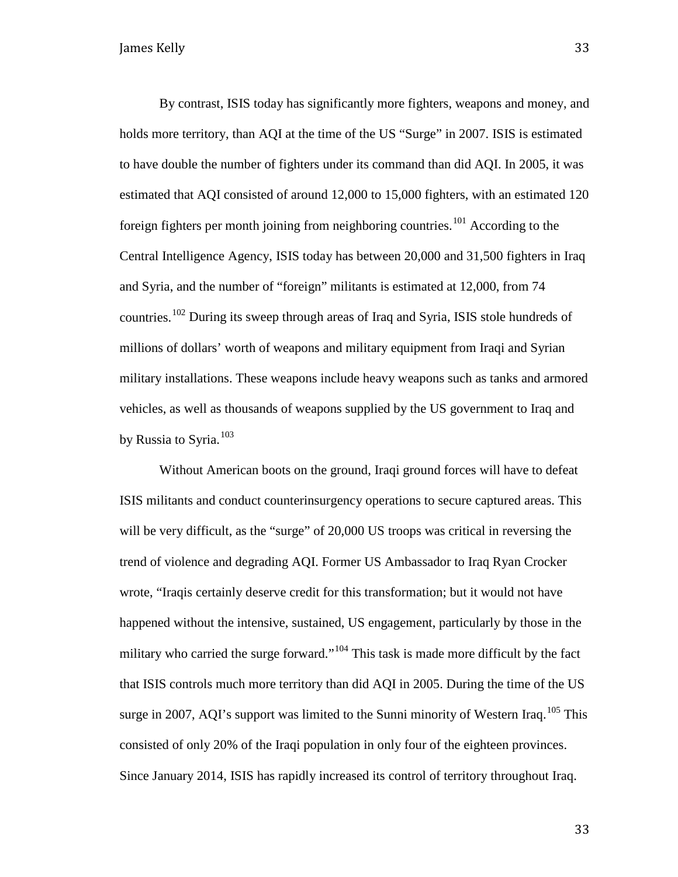By contrast, ISIS today has significantly more fighters, weapons and money, and holds more territory, than AQI at the time of the US "Surge" in 2007. ISIS is estimated to have double the number of fighters under its command than did AQI. In 2005, it was estimated that AQI consisted of around 12,000 to 15,000 fighters, with an estimated 120 foreign fighters per month joining from neighboring countries.[101] According to the Central Intelligence Agency, ISIS today has between 20,000 and 31,500 fighters in Iraq and Syria, and the number of "foreign" militants is estimated at 12,000, from 74 countries.[102] During its sweep through areas of Iraq and Syria, ISIS stole hundreds of millions of dollars' worth of weapons and military equipment from Iraqi and Syrian military installations. These weapons include heavy weapons such as tanks and armored vehicles, as well as thousands of weapons supplied by the US government to Iraq and by Russia to Syria.[103]

Without American boots on the ground, Iraqi ground forces will have to defeat ISIS militants and conduct counterinsurgency operations to secure captured areas. This will be very difficult, as the "surge" of 20,000 US troops was critical in reversing the trend of violence and degrading AQI. Former US Ambassador to Iraq Ryan Crocker wrote, "Iraqis certainly deserve credit for this transformation; but it would not have happened without the intensive, sustained, US engagement, particularly by those in the military who carried the surge forward."[104] This task is made more difficult by the fact that ISIS controls much more territory than did AQI in 2005. During the time of the US surge in 2007, AQI's support was limited to the Sunni minority of Western Iraq.[105] This consisted of only 20% of the Iraqi population in only four of the eighteen provinces. Since January 2014, ISIS has rapidly increased its control of territory throughout Iraq.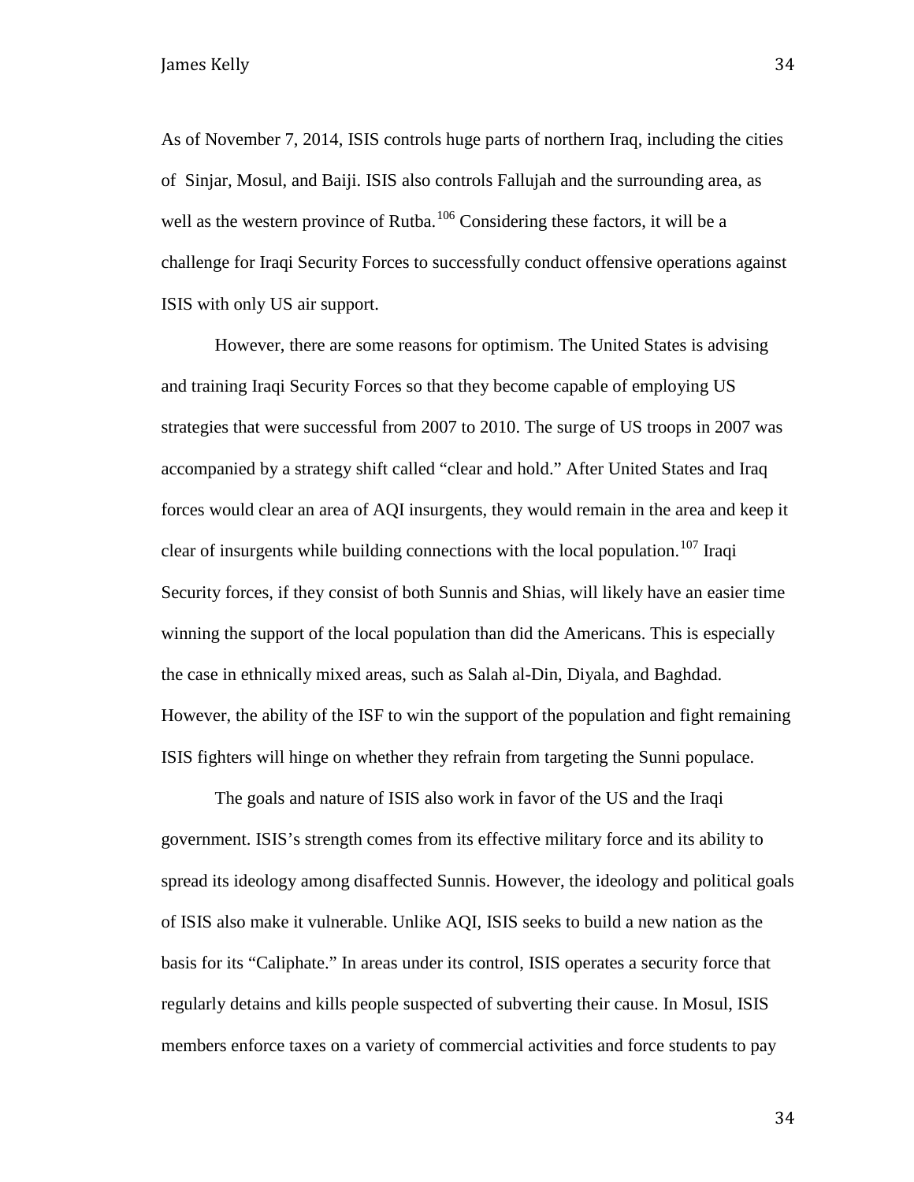As of November 7, 2014, ISIS controls huge parts of northern Iraq, including the cities of Sinjar, Mosul, and Baiji. ISIS also controls Fallujah and the surrounding area, as well as the western province of Rutba.[106] Considering these factors, it will be a challenge for Iraqi Security Forces to successfully conduct offensive operations against ISIS with only US air support.

However, there are some reasons for optimism. The United States is advising and training Iraqi Security Forces so that they become capable of employing US strategies that were successful from 2007 to 2010. The surge of US troops in 2007 was accompanied by a strategy shift called "clear and hold." After United States and Iraq forces would clear an area of AQI insurgents, they would remain in the area and keep it clear of insurgents while building connections with the local population.[107] Iraqi Security forces, if they consist of both Sunnis and Shias, will likely have an easier time winning the support of the local population than did the Americans. This is especially the case in ethnically mixed areas, such as Salah al-Din, Diyala, and Baghdad. However, the ability of the ISF to win the support of the population and fight remaining ISIS fighters will hinge on whether they refrain from targeting the Sunni populace.

The goals and nature of ISIS also work in favor of the US and the Iraqi government. ISIS's strength comes from its effective military force and its ability to spread its ideology among disaffected Sunnis. However, the ideology and political goals of ISIS also make it vulnerable. Unlike AQI, ISIS seeks to build a new nation as the basis for its "Caliphate." In areas under its control, ISIS operates a security force that regularly detains and kills people suspected of subverting their cause. In Mosul, ISIS members enforce taxes on a variety of commercial activities and force students to pay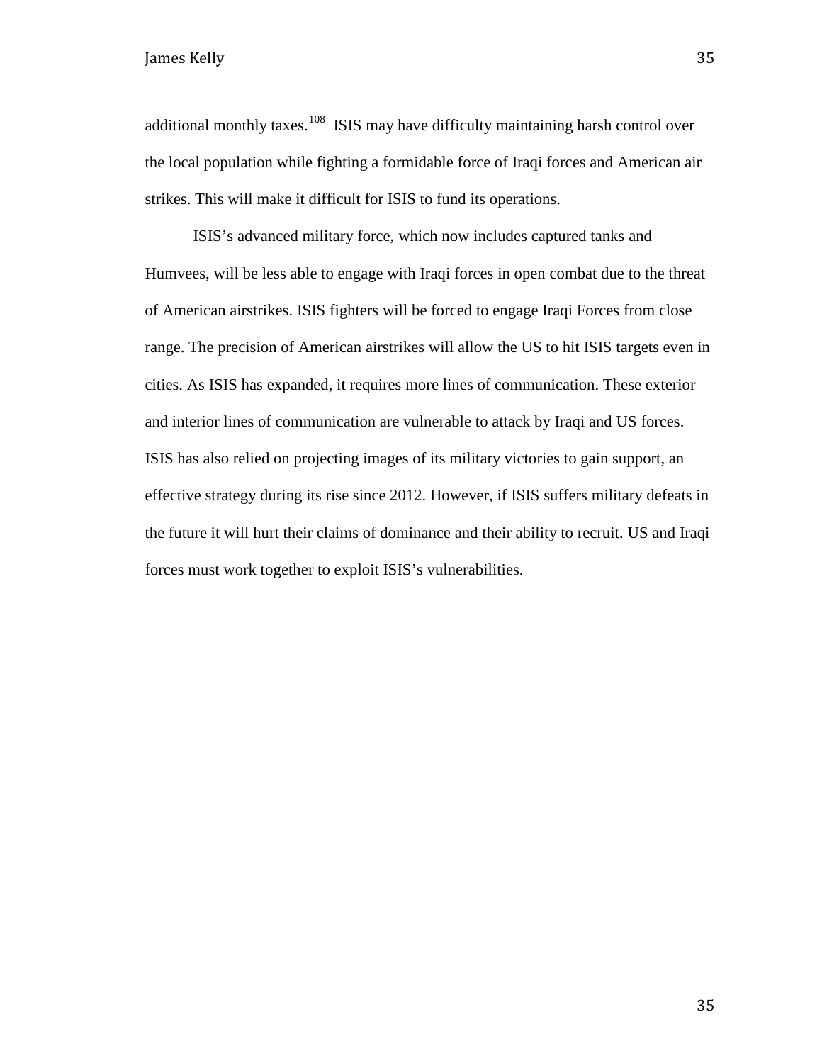additional monthly taxes.[108] ISIS may have difficulty maintaining harsh control over the local population while fighting a formidable force of Iraqi forces and American air strikes. This will make it difficult for ISIS to fund its operations.

ISIS's advanced military force, which now includes captured tanks and Humvees, will be less able to engage with Iraqi forces in open combat due to the threat of American airstrikes. ISIS fighters will be forced to engage Iraqi Forces from close range. The precision of American airstrikes will allow the US to hit ISIS targets even in cities. As ISIS has expanded, it requires more lines of communication. These exterior and interior lines of communication are vulnerable to attack by Iraqi and US forces. ISIS has also relied on projecting images of its military victories to gain support, an effective strategy during its rise since 2012. However, if ISIS suffers military defeats in the future it will hurt their claims of dominance and their ability to recruit. US and Iraqi forces must work together to exploit ISIS's vulnerabilities.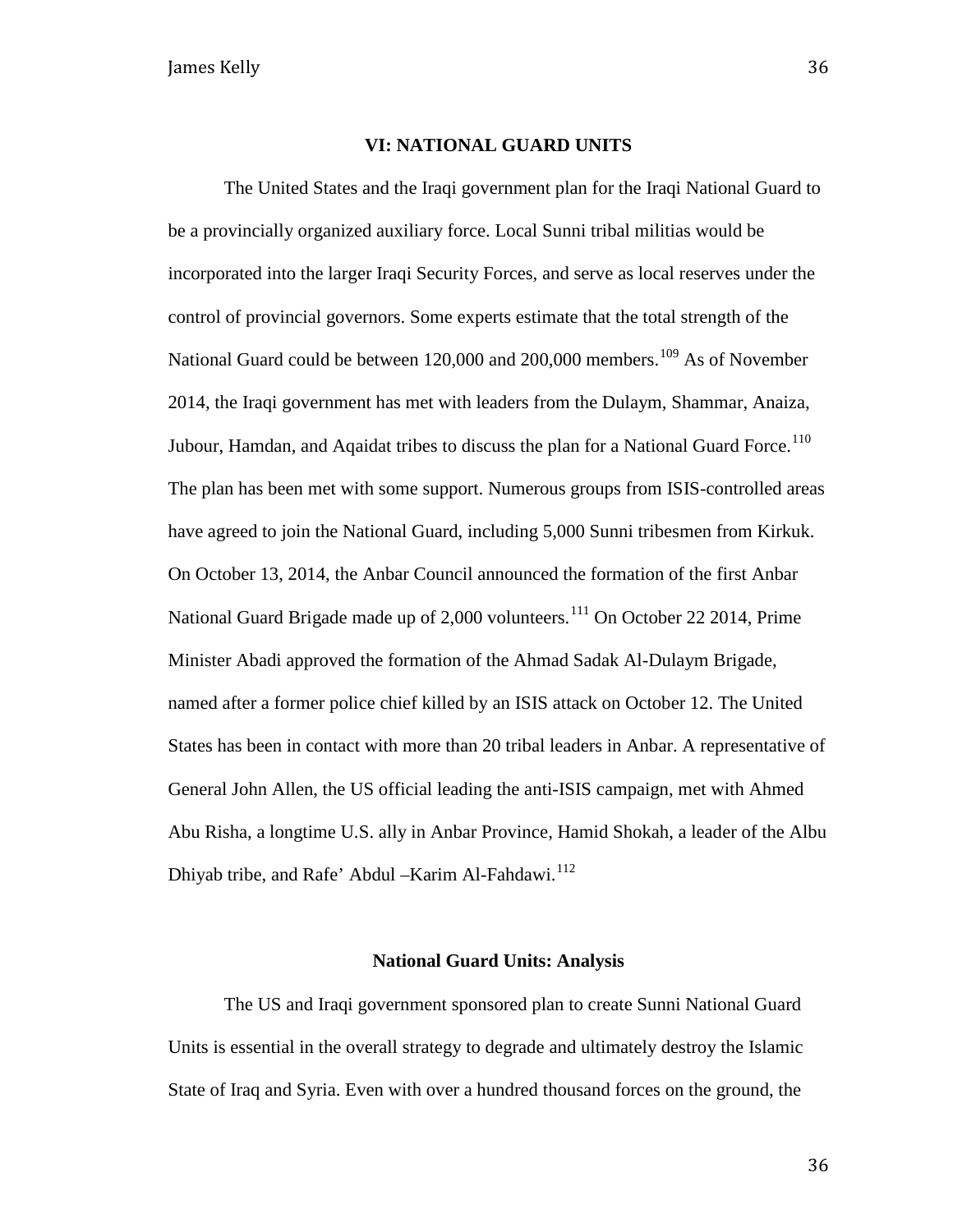## VI: NATIONAL GUARD UNITS

The United States and the Iraqi government plan for the Iraqi National Guard to be a provincially organized auxiliary force. Local Sunni tribal militias would be incorporated into the larger Iraqi Security Forces, and serve as local reserves under the control of provincial governors. Some experts estimate that the total strength of the National Guard could be between 120,000 and 200,000 members.[109] As of November 2014, the Iraqi government has met with leaders from the Dulaym, Shammar, Anaiza, Jubour, Hamdan, and Aqaidat tribes to discuss the plan for a National Guard Force.[110] The plan has been met with some support. Numerous groups from ISIS-controlled areas have agreed to join the National Guard, including 5,000 Sunni tribesmen from Kirkuk. On October 13, 2014, the Anbar Council announced the formation of the first Anbar National Guard Brigade made up of 2,000 volunteers.[111] On October 22 2014, Prime Minister Abadi approved the formation of the Ahmad Sadak Al-Dulaym Brigade, named after a former police chief killed by an ISIS attack on October 12. The United States has been in contact with more than 20 tribal leaders in Anbar. A representative of General John Allen, the US official leading the anti-ISIS campaign, met with Ahmed Abu Risha, a longtime U.S. ally in Anbar Province, Hamid Shokah, a leader of the Albu Dhiyab tribe, and Rafe' Abdul –Karim Al-Fahdawi.[112]

### National Guard Units: Analysis

The US and Iraqi government sponsored plan to create Sunni National Guard Units is essential in the overall strategy to degrade and ultimately destroy the Islamic State of Iraq and Syria. Even with over a hundred thousand forces on the ground, the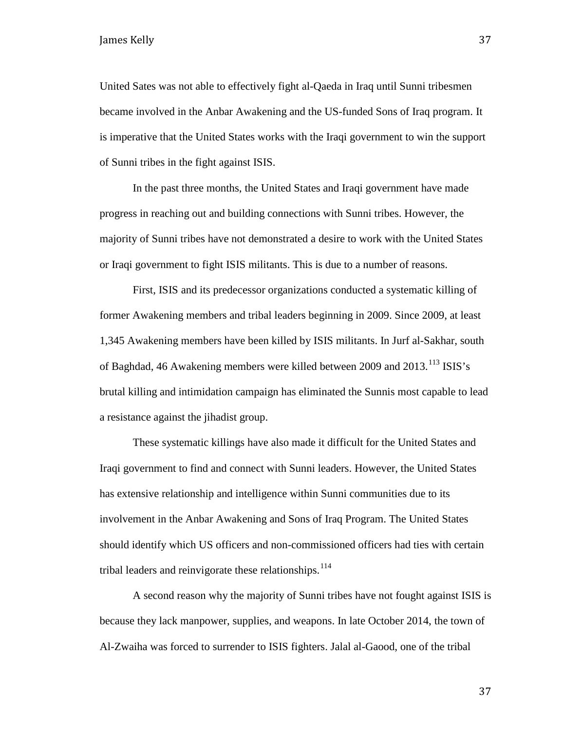United Sates was not able to effectively fight al-Qaeda in Iraq until Sunni tribesmen became involved in the Anbar Awakening and the US-funded Sons of Iraq program. It is imperative that the United States works with the Iraqi government to win the support of Sunni tribes in the fight against ISIS.

In the past three months, the United States and Iraqi government have made progress in reaching out and building connections with Sunni tribes. However, the majority of Sunni tribes have not demonstrated a desire to work with the United States or Iraqi government to fight ISIS militants. This is due to a number of reasons.

First, ISIS and its predecessor organizations conducted a systematic killing of former Awakening members and tribal leaders beginning in 2009. Since 2009, at least 1,345 Awakening members have been killed by ISIS militants. In Jurf al-Sakhar, south of Baghdad, 46 Awakening members were killed between 2009 and 2013.[113] ISIS's brutal killing and intimidation campaign has eliminated the Sunnis most capable to lead a resistance against the jihadist group.

These systematic killings have also made it difficult for the United States and Iraqi government to find and connect with Sunni leaders. However, the United States has extensive relationship and intelligence within Sunni communities due to its involvement in the Anbar Awakening and Sons of Iraq Program. The United States should identify which US officers and non-commissioned officers had ties with certain tribal leaders and reinvigorate these relationships.[114]

A second reason why the majority of Sunni tribes have not fought against ISIS is because they lack manpower, supplies, and weapons. In late October 2014, the town of Al-Zwaiha was forced to surrender to ISIS fighters. Jalal al-Gaood, one of the tribal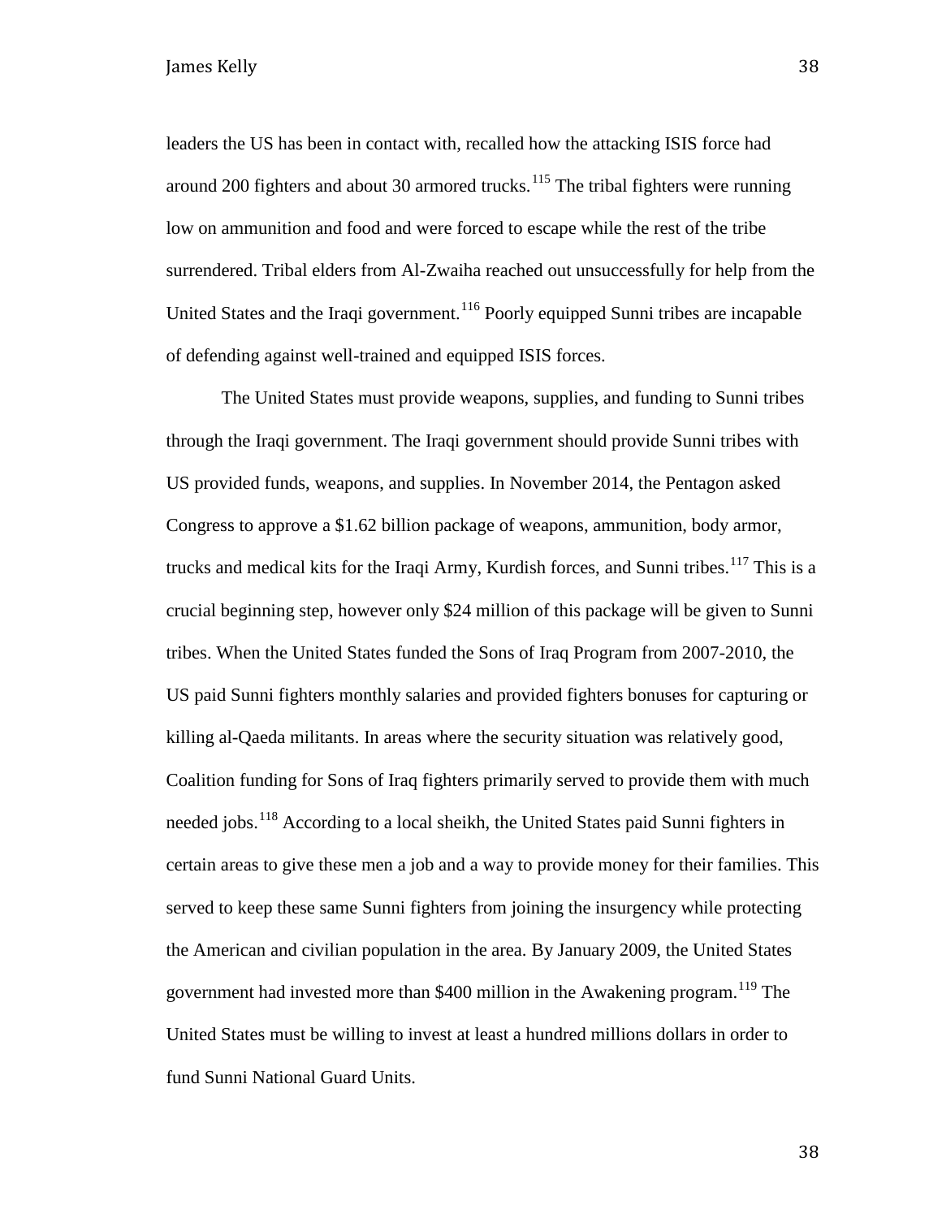leaders the US has been in contact with, recalled how the attacking ISIS force had around 200 fighters and about 30 armored trucks.[115] The tribal fighters were running low on ammunition and food and were forced to escape while the rest of the tribe surrendered. Tribal elders from Al-Zwaiha reached out unsuccessfully for help from the United States and the Iraqi government.[116] Poorly equipped Sunni tribes are incapable of defending against well-trained and equipped ISIS forces.

The United States must provide weapons, supplies, and funding to Sunni tribes through the Iraqi government. The Iraqi government should provide Sunni tribes with US provided funds, weapons, and supplies. In November 2014, the Pentagon asked Congress to approve a $1.62 billion package of weapons, ammunition, body armor, trucks and medical kits for the Iraqi Army, Kurdish forces, and Sunni tribes.[117] This is a crucial beginning step, however only $24 million of this package will be given to Sunni tribes. When the United States funded the Sons of Iraq Program from 2007-2010, the US paid Sunni fighters monthly salaries and provided fighters bonuses for capturing or killing al-Qaeda militants. In areas where the security situation was relatively good, Coalition funding for Sons of Iraq fighters primarily served to provide them with much needed jobs.[118] According to a local sheikh, the United States paid Sunni fighters in certain areas to give these men a job and a way to provide money for their families. This served to keep these same Sunni fighters from joining the insurgency while protecting the American and civilian population in the area. By January 2009, the United States government had invested more than $400 million in the Awakening program.[119] The United States must be willing to invest at least a hundred millions dollars in order to fund Sunni National Guard Units.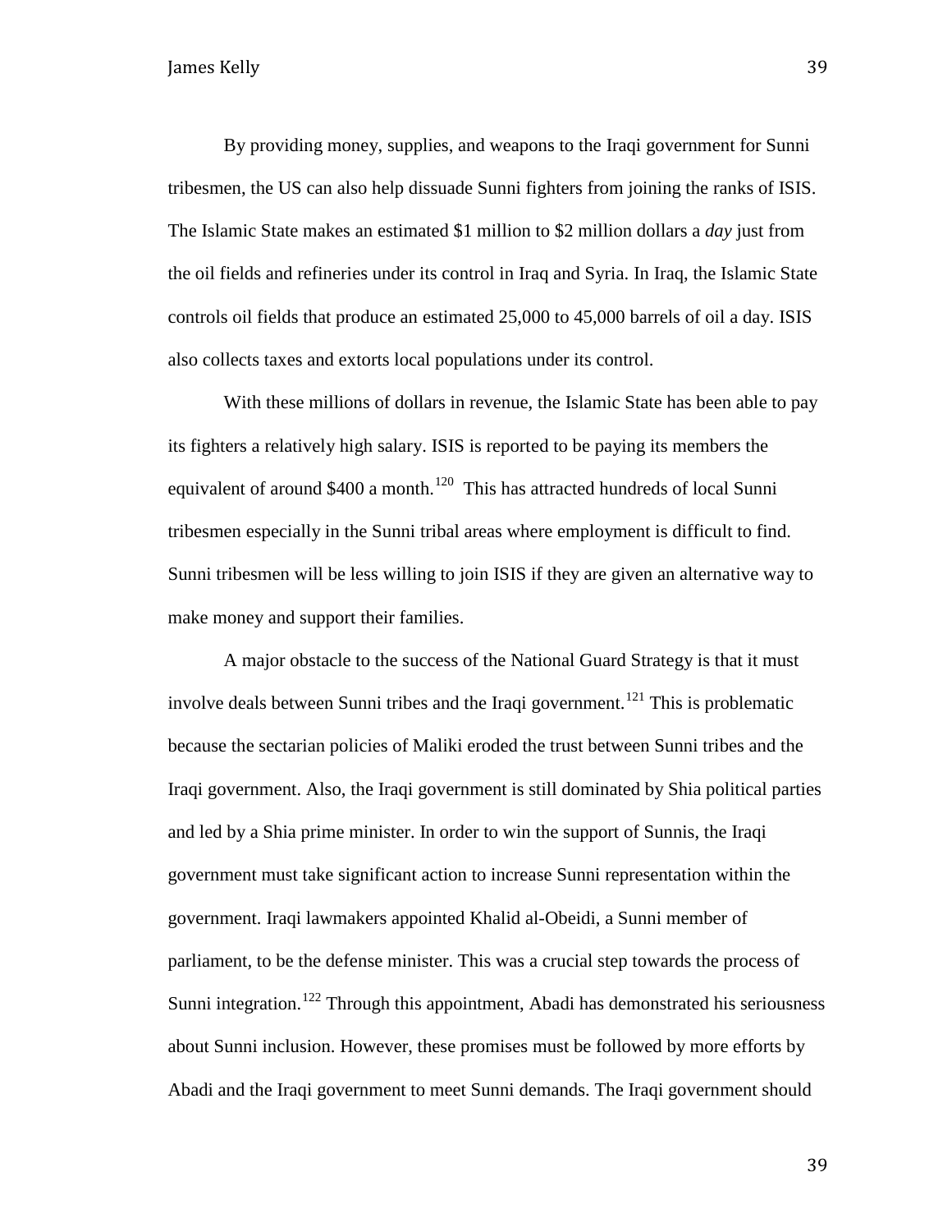By providing money, supplies, and weapons to the Iraqi government for Sunni tribesmen, the US can also help dissuade Sunni fighters from joining the ranks of ISIS. The Islamic State makes an estimated \$1 million to \$2 million dollars a *day* just from the oil fields and refineries under its control in Iraq and Syria. In Iraq, the Islamic State controls oil fields that produce an estimated 25,000 to 45,000 barrels of oil a day. ISIS also collects taxes and extorts local populations under its control.

With these millions of dollars in revenue, the Islamic State has been able to pay its fighters a relatively high salary. ISIS is reported to be paying its members the equivalent of around \$400 a month.[120] This has attracted hundreds of local Sunni tribesmen especially in the Sunni tribal areas where employment is difficult to find. Sunni tribesmen will be less willing to join ISIS if they are given an alternative way to make money and support their families.

A major obstacle to the success of the National Guard Strategy is that it must involve deals between Sunni tribes and the Iraqi government.[121] This is problematic because the sectarian policies of Maliki eroded the trust between Sunni tribes and the Iraqi government. Also, the Iraqi government is still dominated by Shia political parties and led by a Shia prime minister. In order to win the support of Sunnis, the Iraqi government must take significant action to increase Sunni representation within the government. Iraqi lawmakers appointed Khalid al-Obeidi, a Sunni member of parliament, to be the defense minister. This was a crucial step towards the process of Sunni integration.[122] Through this appointment, Abadi has demonstrated his seriousness about Sunni inclusion. However, these promises must be followed by more efforts by Abadi and the Iraqi government to meet Sunni demands. The Iraqi government should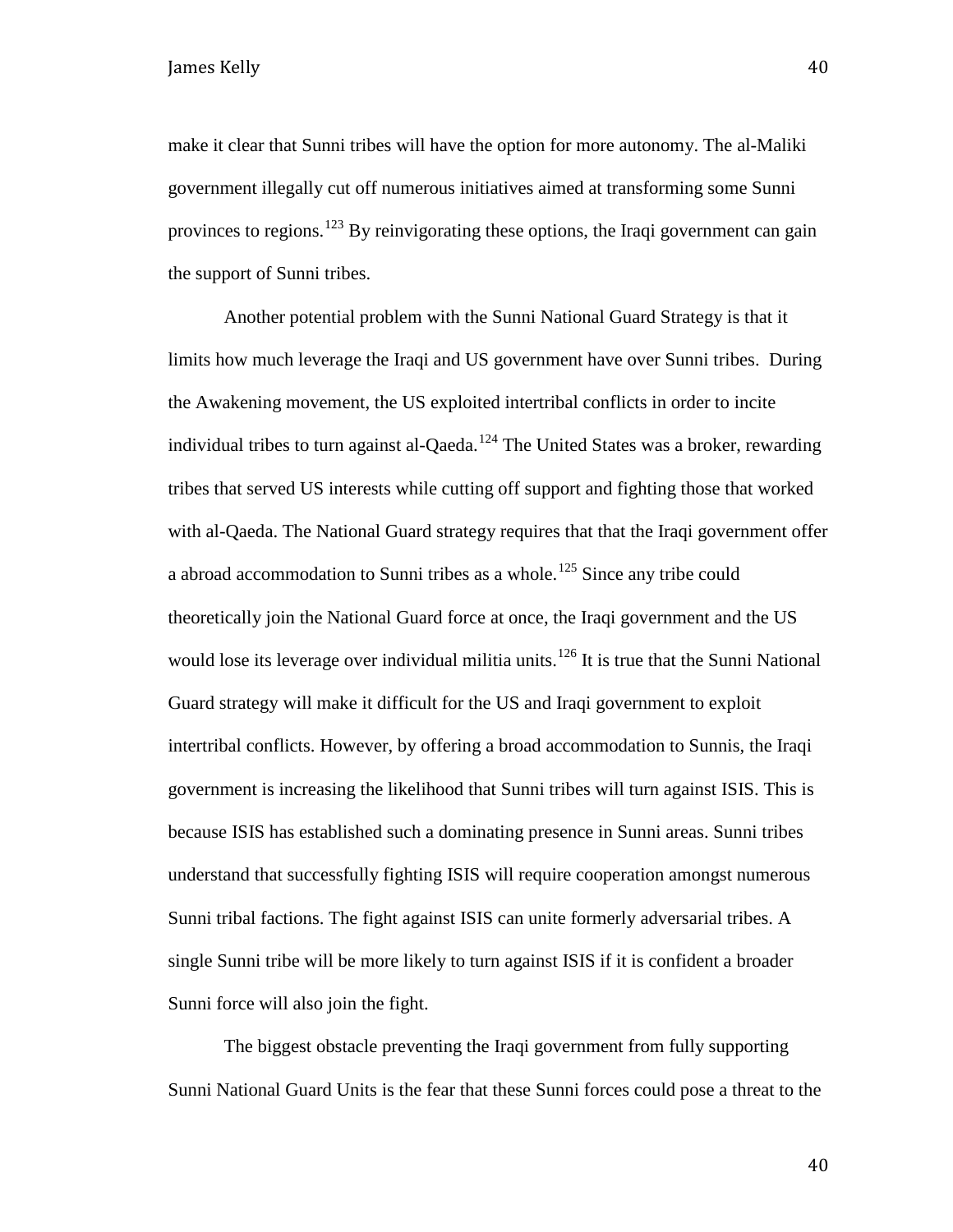make it clear that Sunni tribes will have the option for more autonomy. The al-Maliki government illegally cut off numerous initiatives aimed at transforming some Sunni provinces to regions.[123] By reinvigorating these options, the Iraqi government can gain the support of Sunni tribes.

Another potential problem with the Sunni National Guard Strategy is that it limits how much leverage the Iraqi and US government have over Sunni tribes. During the Awakening movement, the US exploited intertribal conflicts in order to incite individual tribes to turn against al-Qaeda.[124] The United States was a broker, rewarding tribes that served US interests while cutting off support and fighting those that worked with al-Qaeda. The National Guard strategy requires that that the Iraqi government offer a abroad accommodation to Sunni tribes as a whole.[125] Since any tribe could theoretically join the National Guard force at once, the Iraqi government and the US would lose its leverage over individual militia units.[126] It is true that the Sunni National Guard strategy will make it difficult for the US and Iraqi government to exploit intertribal conflicts. However, by offering a broad accommodation to Sunnis, the Iraqi government is increasing the likelihood that Sunni tribes will turn against ISIS. This is because ISIS has established such a dominating presence in Sunni areas. Sunni tribes understand that successfully fighting ISIS will require cooperation amongst numerous Sunni tribal factions. The fight against ISIS can unite formerly adversarial tribes. A single Sunni tribe will be more likely to turn against ISIS if it is confident a broader Sunni force will also join the fight.

The biggest obstacle preventing the Iraqi government from fully supporting Sunni National Guard Units is the fear that these Sunni forces could pose a threat to the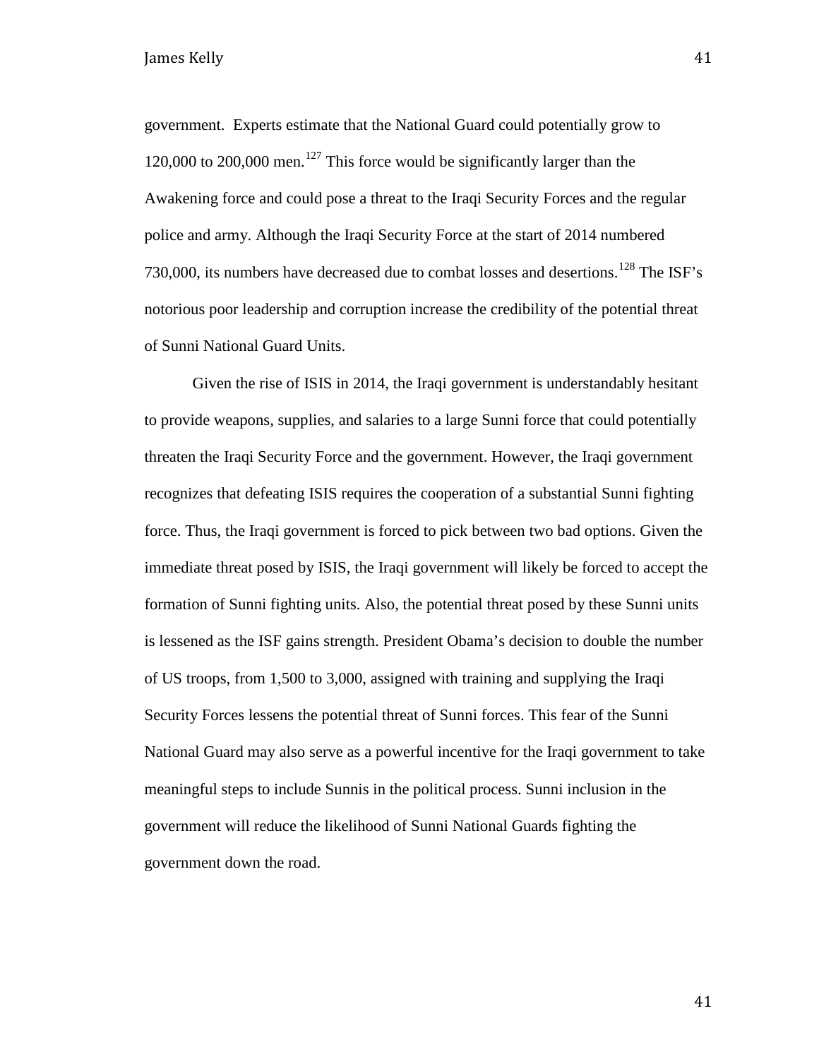government. Experts estimate that the National Guard could potentially grow to 120,000 to 200,000 men.[127] This force would be significantly larger than the Awakening force and could pose a threat to the Iraqi Security Forces and the regular police and army. Although the Iraqi Security Force at the start of 2014 numbered 730,000, its numbers have decreased due to combat losses and desertions.[128] The ISF's notorious poor leadership and corruption increase the credibility of the potential threat of Sunni National Guard Units.

Given the rise of ISIS in 2014, the Iraqi government is understandably hesitant to provide weapons, supplies, and salaries to a large Sunni force that could potentially threaten the Iraqi Security Force and the government. However, the Iraqi government recognizes that defeating ISIS requires the cooperation of a substantial Sunni fighting force. Thus, the Iraqi government is forced to pick between two bad options. Given the immediate threat posed by ISIS, the Iraqi government will likely be forced to accept the formation of Sunni fighting units. Also, the potential threat posed by these Sunni units is lessened as the ISF gains strength. President Obama's decision to double the number of US troops, from 1,500 to 3,000, assigned with training and supplying the Iraqi Security Forces lessens the potential threat of Sunni forces. This fear of the Sunni National Guard may also serve as a powerful incentive for the Iraqi government to take meaningful steps to include Sunnis in the political process. Sunni inclusion in the government will reduce the likelihood of Sunni National Guards fighting the government down the road.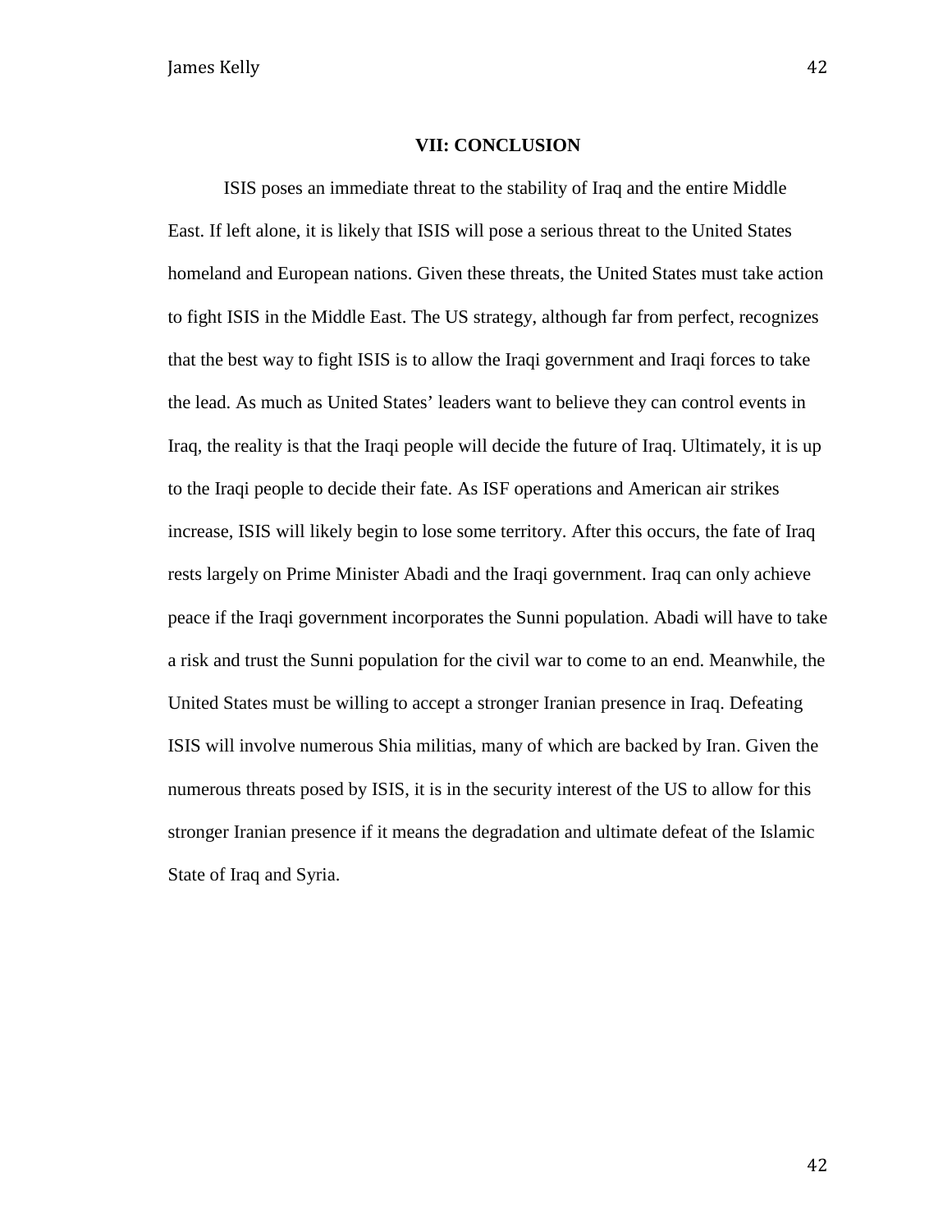## VII: CONCLUSION

ISIS poses an immediate threat to the stability of Iraq and the entire Middle East. If left alone, it is likely that ISIS will pose a serious threat to the United States homeland and European nations. Given these threats, the United States must take action to fight ISIS in the Middle East. The US strategy, although far from perfect, recognizes that the best way to fight ISIS is to allow the Iraqi government and Iraqi forces to take the lead. As much as United States' leaders want to believe they can control events in Iraq, the reality is that the Iraqi people will decide the future of Iraq. Ultimately, it is up to the Iraqi people to decide their fate. As ISF operations and American air strikes increase, ISIS will likely begin to lose some territory. After this occurs, the fate of Iraq rests largely on Prime Minister Abadi and the Iraqi government. Iraq can only achieve peace if the Iraqi government incorporates the Sunni population. Abadi will have to take a risk and trust the Sunni population for the civil war to come to an end. Meanwhile, the United States must be willing to accept a stronger Iranian presence in Iraq. Defeating ISIS will involve numerous Shia militias, many of which are backed by Iran. Given the numerous threats posed by ISIS, it is in the security interest of the US to allow for this stronger Iranian presence if it means the degradation and ultimate defeat of the Islamic State of Iraq and Syria.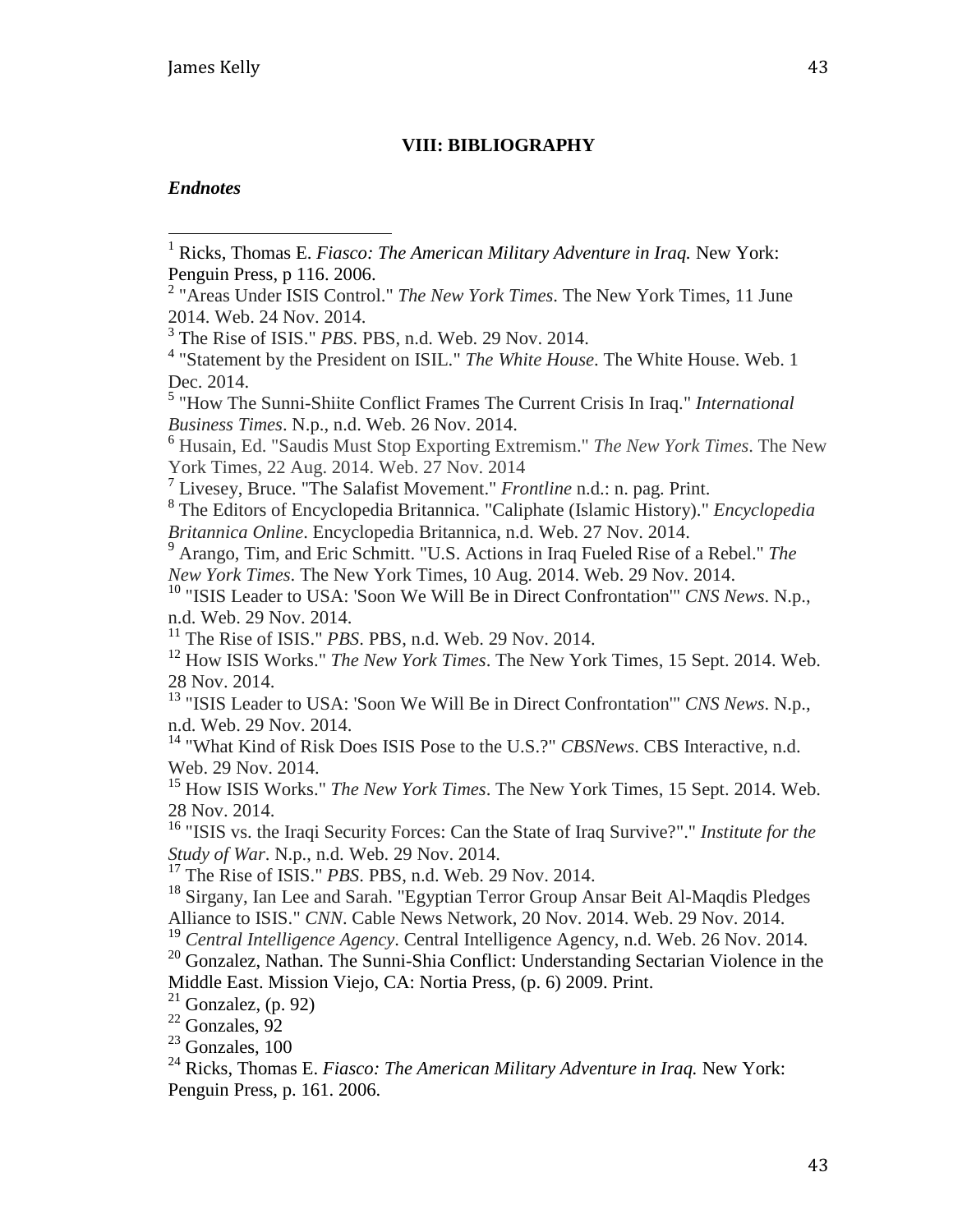# VIII: BIBLIOGRAPHY

***Endnotes***

[1] Ricks, Thomas E. *Fiasco: The American Military Adventure in Iraq.* New York: Penguin Press, p 116. 2006.

[2] "Areas Under ISIS Control." *The New York Times*. The New York Times, 11 June 2014. Web. 24 Nov. 2014.

[3] The Rise of ISIS." *PBS*. PBS, n.d. Web. 29 Nov. 2014.

[4] "Statement by the President on ISIL." *The White House*. The White House. Web. 1 Dec. 2014.

[5] "How The Sunni-Shiite Conflict Frames The Current Crisis In Iraq." *International Business Times*. N.p., n.d. Web. 26 Nov. 2014.

[6] Husain, Ed. "Saudis Must Stop Exporting Extremism." *The New York Times*. The New York Times, 22 Aug. 2014. Web. 27 Nov. 2014

[7] Livesey, Bruce. "The Salafist Movement." *Frontline* n.d.: n. pag. Print.

[8] The Editors of Encyclopedia Britannica. "Caliphate (Islamic History)." *Encyclopedia Britannica Online*. Encyclopedia Britannica, n.d. Web. 27 Nov. 2014.

[9] Arango, Tim, and Eric Schmitt. "U.S. Actions in Iraq Fueled Rise of a Rebel." *The New York Times*. The New York Times, 10 Aug. 2014. Web. 29 Nov. 2014.

[10] "ISIS Leader to USA: 'Soon We Will Be in Direct Confrontation'" *CNS News*. N.p., n.d. Web. 29 Nov. 2014.

[11] The Rise of ISIS." *PBS*. PBS, n.d. Web. 29 Nov. 2014.

[12] How ISIS Works." *The New York Times*. The New York Times, 15 Sept. 2014. Web. 28 Nov. 2014.

[13] "ISIS Leader to USA: 'Soon We Will Be in Direct Confrontation'" *CNS News*. N.p., n.d. Web. 29 Nov. 2014.

[14] "What Kind of Risk Does ISIS Pose to the U.S.?" *CBSNews*. CBS Interactive, n.d. Web. 29 Nov. 2014.

[15] How ISIS Works." *The New York Times*. The New York Times, 15 Sept. 2014. Web. 28 Nov. 2014.

[16] "ISIS vs. the Iraqi Security Forces: Can the State of Iraq Survive?"." *Institute for the Study of War*. N.p., n.d. Web. 29 Nov. 2014.

[17] The Rise of ISIS." *PBS*. PBS, n.d. Web. 29 Nov. 2014.

[18] Sirgany, Ian Lee and Sarah. "Egyptian Terror Group Ansar Beit Al-Maqdis Pledges Alliance to ISIS." *CNN*. Cable News Network, 20 Nov. 2014. Web. 29 Nov. 2014.

[19] *Central Intelligence Agency*. Central Intelligence Agency, n.d. Web. 26 Nov. 2014.

[20] Gonzalez, Nathan. The Sunni-Shia Conflict: Understanding Sectarian Violence in the Middle East. Mission Viejo, CA: Nortia Press, (p. 6) 2009. Print.

[21] Gonzalez, (p. 92)

[22] Gonzales, 92

[23] Gonzales, 100

[24] Ricks, Thomas E. *Fiasco: The American Military Adventure in Iraq.* New York: Penguin Press, p. 161. 2006.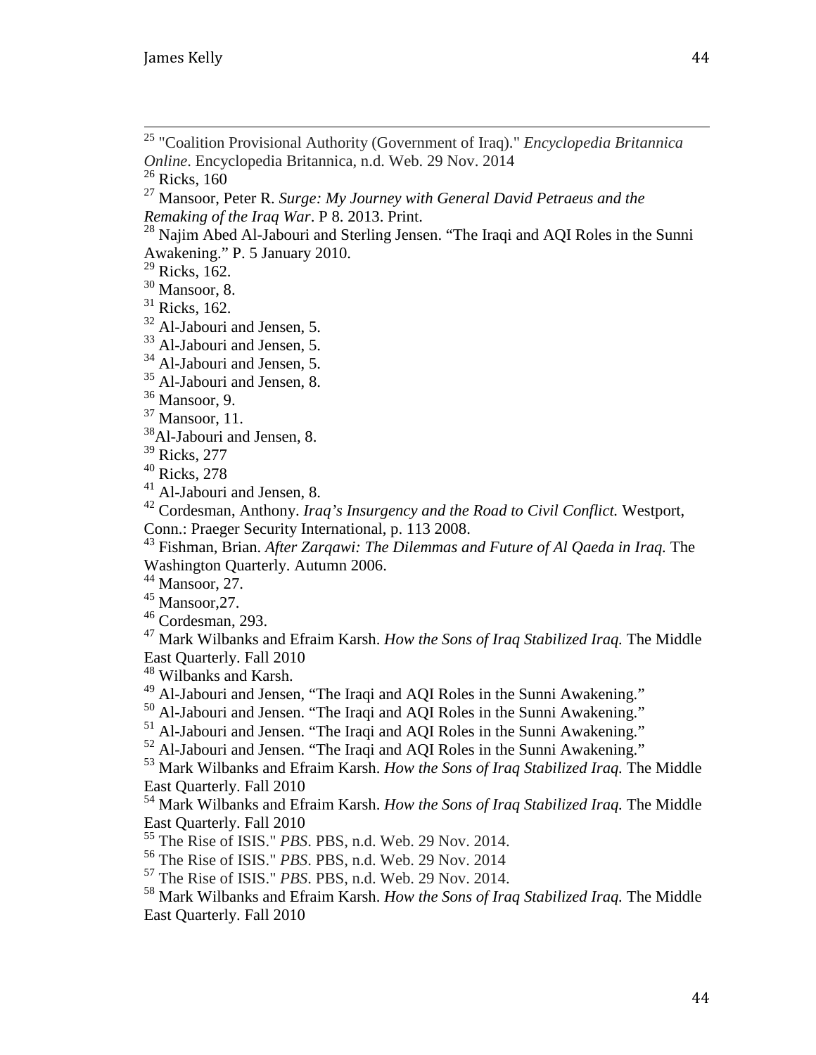[25] "Coalition Provisional Authority (Government of Iraq)." *Encyclopedia Britannica Online*. Encyclopedia Britannica, n.d. Web. 29 Nov. 2014

[26] Ricks, 160

[27] Mansoor, Peter R. *Surge: My Journey with General David Petraeus and the Remaking of the Iraq War*. P 8. 2013. Print.

[28] Najim Abed Al-Jabouri and Sterling Jensen. "The Iraqi and AQI Roles in the Sunni Awakening." P. 5 January 2010.

[29] Ricks, 162.

[30] Mansoor, 8.

[31] Ricks, 162.

[32] Al-Jabouri and Jensen, 5.

[33] Al-Jabouri and Jensen, 5.

[34] Al-Jabouri and Jensen, 5.

[35] Al-Jabouri and Jensen, 8.

[36] Mansoor, 9.

[37] Mansoor, 11.

[38] Al-Jabouri and Jensen, 8.

[39] Ricks, 277

[40] Ricks, 278

[41] Al-Jabouri and Jensen, 8.

[42] Cordesman, Anthony. *Iraq's Insurgency and the Road to Civil Conflict.* Westport, Conn.: Praeger Security International, p. 113 2008.

[43] Fishman, Brian. *After Zarqawi: The Dilemmas and Future of Al Qaeda in Iraq.* The Washington Quarterly. Autumn 2006.

[44] Mansoor, 27.

[45] Mansoor,27.

[46] Cordesman, 293.

[47] Mark Wilbanks and Efraim Karsh. *How the Sons of Iraq Stabilized Iraq.* The Middle East Quarterly. Fall 2010

[48] Wilbanks and Karsh.

[49] Al-Jabouri and Jensen, "The Iraqi and AQI Roles in the Sunni Awakening."

[50] Al-Jabouri and Jensen. "The Iraqi and AQI Roles in the Sunni Awakening."

[51] Al-Jabouri and Jensen. "The Iraqi and AQI Roles in the Sunni Awakening."

[52] Al-Jabouri and Jensen. "The Iraqi and AQI Roles in the Sunni Awakening."

[53] Mark Wilbanks and Efraim Karsh. *How the Sons of Iraq Stabilized Iraq.* The Middle East Quarterly. Fall 2010

[54] Mark Wilbanks and Efraim Karsh. *How the Sons of Iraq Stabilized Iraq.* The Middle East Quarterly. Fall 2010

[55] The Rise of ISIS." *PBS*. PBS, n.d. Web. 29 Nov. 2014.

[56] The Rise of ISIS." *PBS*. PBS, n.d. Web. 29 Nov. 2014

[57] The Rise of ISIS." *PBS*. PBS, n.d. Web. 29 Nov. 2014.

[58] Mark Wilbanks and Efraim Karsh. *How the Sons of Iraq Stabilized Iraq.* The Middle East Quarterly. Fall 2010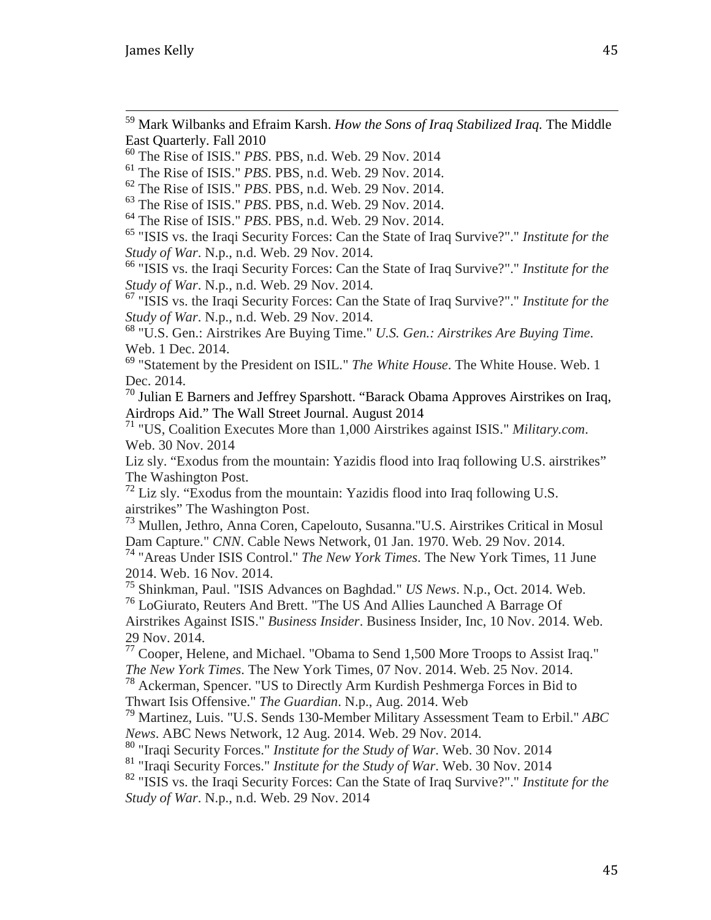[59] Mark Wilbanks and Efraim Karsh. *How the Sons of Iraq Stabilized Iraq.* The Middle East Quarterly. Fall 2010

[60] The Rise of ISIS." *PBS*. PBS, n.d. Web. 29 Nov. 2014

[61] The Rise of ISIS." *PBS*. PBS, n.d. Web. 29 Nov. 2014.

[62] The Rise of ISIS." *PBS*. PBS, n.d. Web. 29 Nov. 2014.

[63] The Rise of ISIS." *PBS*. PBS, n.d. Web. 29 Nov. 2014.

[64] The Rise of ISIS." *PBS*. PBS, n.d. Web. 29 Nov. 2014.

[65] "ISIS vs. the Iraqi Security Forces: Can the State of Iraq Survive?"." *Institute for the Study of War*. N.p., n.d. Web. 29 Nov. 2014.

[66] "ISIS vs. the Iraqi Security Forces: Can the State of Iraq Survive?"." *Institute for the Study of War*. N.p., n.d. Web. 29 Nov. 2014.

[67] "ISIS vs. the Iraqi Security Forces: Can the State of Iraq Survive?"." *Institute for the Study of War*. N.p., n.d. Web. 29 Nov. 2014.

[68] "U.S. Gen.: Airstrikes Are Buying Time." *U.S. Gen.: Airstrikes Are Buying Time*. Web. 1 Dec. 2014.

[69] "Statement by the President on ISIL." *The White House*. The White House. Web. 1 Dec. 2014.

[70] Julian E Barners and Jeffrey Sparshott. "Barack Obama Approves Airstrikes on Iraq, Airdrops Aid." The Wall Street Journal. August 2014

[71] "US, Coalition Executes More than 1,000 Airstrikes against ISIS." *Military.com*. Web. 30 Nov. 2014

Liz sly. "Exodus from the mountain: Yazidis flood into Iraq following U.S. airstrikes" The Washington Post.

[72] Liz sly. "Exodus from the mountain: Yazidis flood into Iraq following U.S. airstrikes" The Washington Post.

[73] Mullen, Jethro, Anna Coren, Capelouto, Susanna."U.S. Airstrikes Critical in Mosul Dam Capture." *CNN*. Cable News Network, 01 Jan. 1970. Web. 29 Nov. 2014.

[74] "Areas Under ISIS Control." *The New York Times*. The New York Times, 11 June 2014. Web. 16 Nov. 2014.

[75] Shinkman, Paul. "ISIS Advances on Baghdad." *US News*. N.p., Oct. 2014. Web.

[76] LoGiurato, Reuters And Brett. "The US And Allies Launched A Barrage Of Airstrikes Against ISIS." *Business Insider*. Business Insider, Inc, 10 Nov. 2014. Web. 29 Nov. 2014.

[77] Cooper, Helene, and Michael. "Obama to Send 1,500 More Troops to Assist Iraq." *The New York Times*. The New York Times, 07 Nov. 2014. Web. 25 Nov. 2014.

[78] Ackerman, Spencer. "US to Directly Arm Kurdish Peshmerga Forces in Bid to Thwart Isis Offensive." *The Guardian*. N.p., Aug. 2014. Web

[79] Martinez, Luis. "U.S. Sends 130-Member Military Assessment Team to Erbil." *ABC News*. ABC News Network, 12 Aug. 2014. Web. 29 Nov. 2014.

[80] "Iraqi Security Forces." *Institute for the Study of War*. Web. 30 Nov. 2014

[81] "Iraqi Security Forces." *Institute for the Study of War*. Web. 30 Nov. 2014

[82] "ISIS vs. the Iraqi Security Forces: Can the State of Iraq Survive?"." *Institute for the Study of War*. N.p., n.d. Web. 29 Nov. 2014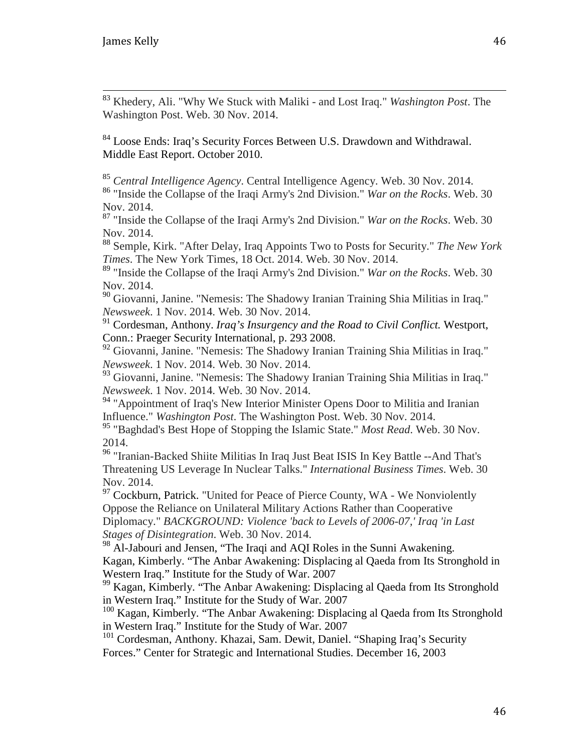[83] Khedery, Ali. "Why We Stuck with Maliki - and Lost Iraq." *Washington Post*. The Washington Post. Web. 30 Nov. 2014.

[84] Loose Ends: Iraq's Security Forces Between U.S. Drawdown and Withdrawal. Middle East Report. October 2010.

[85] *Central Intelligence Agency*. Central Intelligence Agency. Web. 30 Nov. 2014.

[86] "Inside the Collapse of the Iraqi Army's 2nd Division." *War on the Rocks*. Web. 30 Nov. 2014.

[87] "Inside the Collapse of the Iraqi Army's 2nd Division." *War on the Rocks*. Web. 30 Nov. 2014.

[88] Semple, Kirk. "After Delay, Iraq Appoints Two to Posts for Security." *The New York Times*. The New York Times, 18 Oct. 2014. Web. 30 Nov. 2014.

[89] "Inside the Collapse of the Iraqi Army's 2nd Division." *War on the Rocks*. Web. 30 Nov. 2014.

[90] Giovanni, Janine. "Nemesis: The Shadowy Iranian Training Shia Militias in Iraq." *Newsweek*. 1 Nov. 2014. Web. 30 Nov. 2014.

[91] Cordesman, Anthony. *Iraq's Insurgency and the Road to Civil Conflict.* Westport, Conn.: Praeger Security International, p. 293 2008.

[92] Giovanni, Janine. "Nemesis: The Shadowy Iranian Training Shia Militias in Iraq." *Newsweek*. 1 Nov. 2014. Web. 30 Nov. 2014.

[93] Giovanni, Janine. "Nemesis: The Shadowy Iranian Training Shia Militias in Iraq." *Newsweek*. 1 Nov. 2014. Web. 30 Nov. 2014.

[94] "Appointment of Iraq's New Interior Minister Opens Door to Militia and Iranian Influence." *Washington Post*. The Washington Post. Web. 30 Nov. 2014.

[95] "Baghdad's Best Hope of Stopping the Islamic State." *Most Read*. Web. 30 Nov. 2014.

[96] "Iranian-Backed Shiite Militias In Iraq Just Beat ISIS In Key Battle --And That's Threatening US Leverage In Nuclear Talks." *International Business Times*. Web. 30 Nov. 2014.

[97] Cockburn, Patrick. "United for Peace of Pierce County, WA - We Nonviolently Oppose the Reliance on Unilateral Military Actions Rather than Cooperative Diplomacy." *BACKGROUND: Violence 'back to Levels of 2006-07,' Iraq 'in Last Stages of Disintegration*. Web. 30 Nov. 2014.

[98] Al-Jabouri and Jensen, "The Iraqi and AQI Roles in the Sunni Awakening. Kagan, Kimberly. "The Anbar Awakening: Displacing al Qaeda from Its Stronghold in Western Iraq." Institute for the Study of War. 2007

[99] Kagan, Kimberly. "The Anbar Awakening: Displacing al Qaeda from Its Stronghold in Western Iraq." Institute for the Study of War. 2007

[100] Kagan, Kimberly. "The Anbar Awakening: Displacing al Qaeda from Its Stronghold in Western Iraq." Institute for the Study of War. 2007

[101] Cordesman, Anthony. Khazai, Sam. Dewit, Daniel. "Shaping Iraq's Security Forces." Center for Strategic and International Studies. December 16, 2003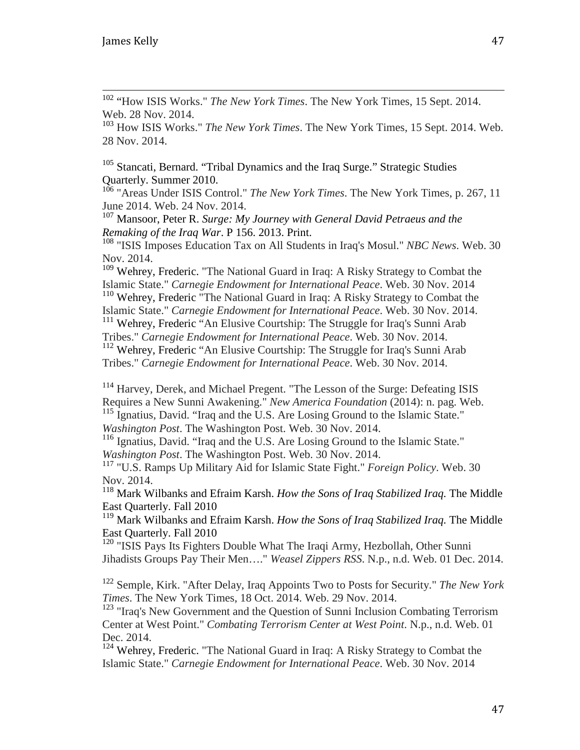[102] "How ISIS Works." *The New York Times*. The New York Times, 15 Sept. 2014. Web. 28 Nov. 2014.

[103] How ISIS Works." *The New York Times*. The New York Times, 15 Sept. 2014. Web. 28 Nov. 2014.

[105] Stancati, Bernard. "Tribal Dynamics and the Iraq Surge." Strategic Studies Quarterly. Summer 2010.

[106] "Areas Under ISIS Control." *The New York Times*. The New York Times, p. 267, 11 June 2014. Web. 24 Nov. 2014.

[107] Mansoor, Peter R. *Surge: My Journey with General David Petraeus and the Remaking of the Iraq War*. P 156. 2013. Print.

[108] "ISIS Imposes Education Tax on All Students in Iraq's Mosul." *NBC News*. Web. 30 Nov. 2014.

[109] Wehrey, Frederic. "The National Guard in Iraq: A Risky Strategy to Combat the Islamic State." *Carnegie Endowment for International Peace*. Web. 30 Nov. 2014

[110] Wehrey, Frederic "The National Guard in Iraq: A Risky Strategy to Combat the Islamic State." *Carnegie Endowment for International Peace*. Web. 30 Nov. 2014.

[111] Wehrey, Frederic "An Elusive Courtship: The Struggle for Iraq's Sunni Arab Tribes." *Carnegie Endowment for International Peace*. Web. 30 Nov. 2014.

[112] Wehrey, Frederic "An Elusive Courtship: The Struggle for Iraq's Sunni Arab Tribes." *Carnegie Endowment for International Peace*. Web. 30 Nov. 2014.

[114] Harvey, Derek, and Michael Pregent. "The Lesson of the Surge: Defeating ISIS Requires a New Sunni Awakening." *New America Foundation* (2014): n. pag. Web.

[115] Ignatius, David. "Iraq and the U.S. Are Losing Ground to the Islamic State." *Washington Post*. The Washington Post. Web. 30 Nov. 2014.

[116] Ignatius, David. "Iraq and the U.S. Are Losing Ground to the Islamic State." *Washington Post*. The Washington Post. Web. 30 Nov. 2014.

[117] "U.S. Ramps Up Military Aid for Islamic State Fight." *Foreign Policy*. Web. 30 Nov. 2014.

[118] Mark Wilbanks and Efraim Karsh. *How the Sons of Iraq Stabilized Iraq.* The Middle East Quarterly. Fall 2010

[119] Mark Wilbanks and Efraim Karsh. *How the Sons of Iraq Stabilized Iraq.* The Middle East Quarterly. Fall 2010

[120] "ISIS Pays Its Fighters Double What The Iraqi Army, Hezbollah, Other Sunni Jihadists Groups Pay Their Men…." *Weasel Zippers RSS*. N.p., n.d. Web. 01 Dec. 2014.

[122] Semple, Kirk. "After Delay, Iraq Appoints Two to Posts for Security." *The New York Times*. The New York Times, 18 Oct. 2014. Web. 29 Nov. 2014.

[123] "Iraq's New Government and the Question of Sunni Inclusion Combating Terrorism Center at West Point." *Combating Terrorism Center at West Point*. N.p., n.d. Web. 01 Dec. 2014.

[124] Wehrey, Frederic. "The National Guard in Iraq: A Risky Strategy to Combat the Islamic State." *Carnegie Endowment for International Peace*. Web. 30 Nov. 2014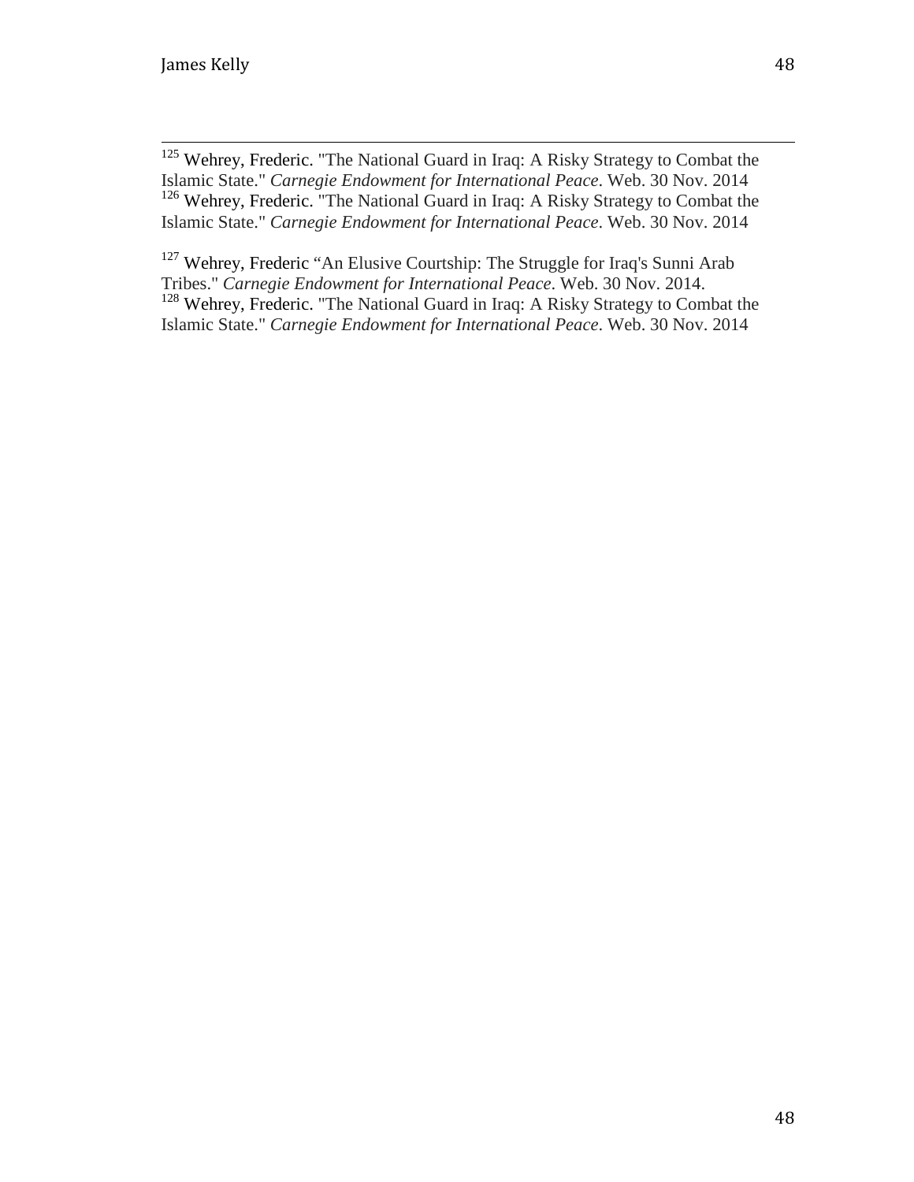[125] Wehrey, Frederic. "The National Guard in Iraq: A Risky Strategy to Combat the Islamic State." *Carnegie Endowment for International Peace*. Web. 30 Nov. 2014

[126] Wehrey, Frederic. "The National Guard in Iraq: A Risky Strategy to Combat the Islamic State." *Carnegie Endowment for International Peace*. Web. 30 Nov. 2014

[127] Wehrey, Frederic "An Elusive Courtship: The Struggle for Iraq's Sunni Arab Tribes." *Carnegie Endowment for International Peace*. Web. 30 Nov. 2014.

[128] Wehrey, Frederic. "The National Guard in Iraq: A Risky Strategy to Combat the Islamic State." *Carnegie Endowment for International Peace*. Web. 30 Nov. 2014